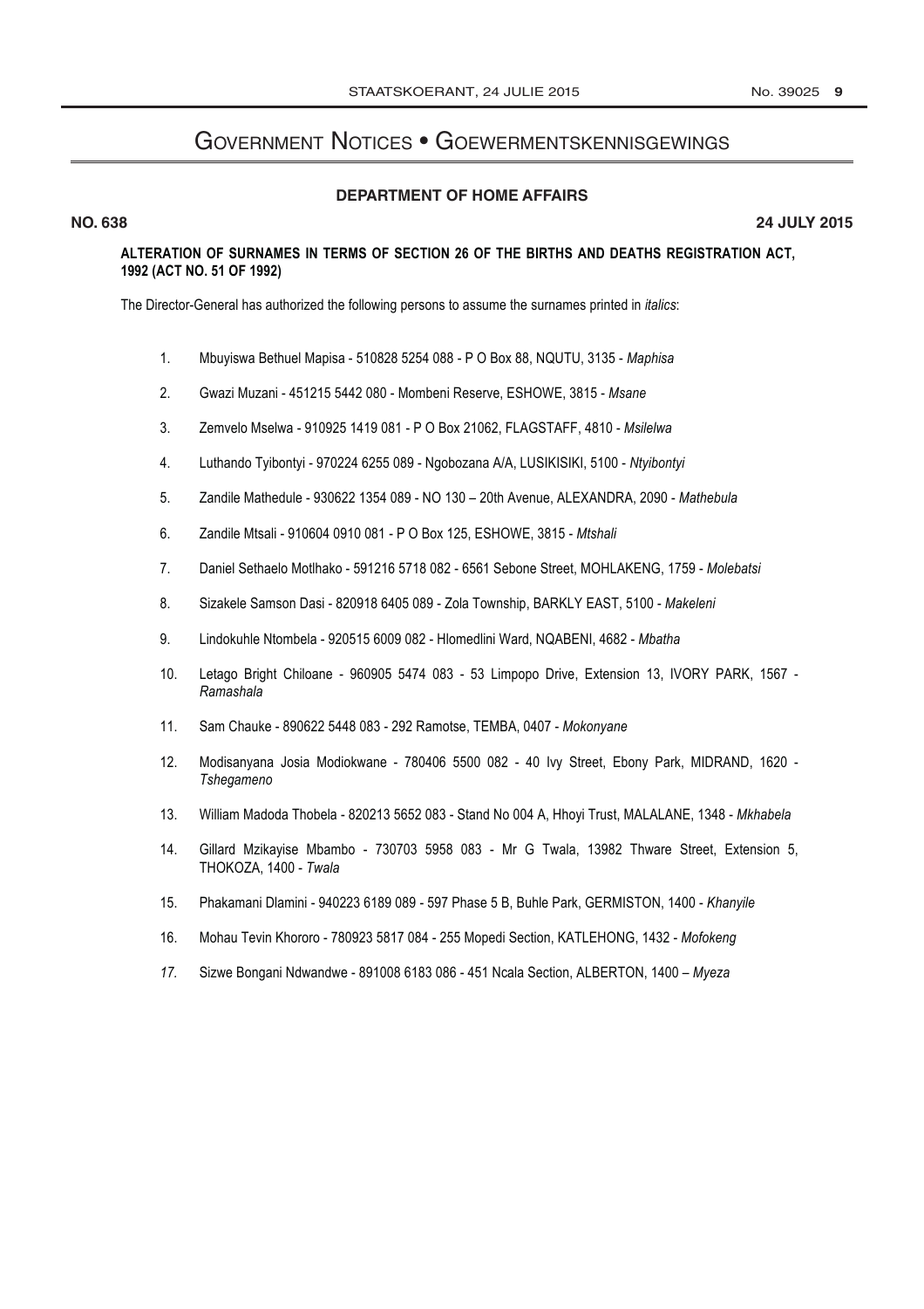# Government Notices • Goewermentskennisgewings

## DEPARTMENT OF HOME AFFAIRS

**NO. 638** **24 JULY 2015**

**ALTERATION OF SURNAMES IN TERMS OF SECTION 26 OF THE BIRTHS AND DEATHS REGISTRATION ACT, 1992 (ACT NO. 51 OF 1992)**

The Director-General has authorized the following persons to assume the surnames printed in *italics*:

1. Mbuyiswa Bethuel Mapisa - 510828 5254 088 - P O Box 88, NQUTU, 3135 - *Maphisa*
2. Gwazi Muzani - 451215 5442 080 - Mombeni Reserve, ESHOWE, 3815 - *Msane*
3. Zemvelo Mselwa - 910925 1419 081 - P O Box 21062, FLAGSTAFF, 4810 - *Msilelwa*
4. Luthando Tyibontyi - 970224 6255 089 - Ngobozana A/A, LUSIKISIKI, 5100 - *Ntyibontyi*
5. Zandile Mathedule - 930622 1354 089 - NO 130 – 20th Avenue, ALEXANDRA, 2090 - *Mathebula*
6. Zandile Mtsali - 910604 0910 081 - P O Box 125, ESHOWE, 3815 - *Mtshali*
7. Daniel Sethaelo Motlhako - 591216 5718 082 - 6561 Sebone Street, MOHLAKENG, 1759 - *Molebatsi*
8. Sizakele Samson Dasi - 820918 6405 089 - Zola Township, BARKLY EAST, 5100 - *Makeleni*
9. Lindokuhle Ntombela - 920515 6009 082 - Hlomedlini Ward, NQABENI, 4682 - *Mbatha*
10. Letago Bright Chiloane - 960905 5474 083 - 53 Limpopo Drive, Extension 13, IVORY PARK, 1567 - *Ramashala*
11. Sam Chauke - 890622 5448 083 - 292 Ramotse, TEMBA, 0407 - *Mokonyane*
12. Modisanyana Josia Modiokwane - 780406 5500 082 - 40 Ivy Street, Ebony Park, MIDRAND, 1620 - *Tshegameno*
13. William Madoda Thobela - 820213 5652 083 - Stand No 004 A, Hhoyi Trust, MALALANE, 1348 - *Mkhabela*
14. Gillard Mzikayise Mbambo - 730703 5958 083 - Mr G Twala, 13982 Thware Street, Extension 5, THOKOZA, 1400 - *Twala*
15. Phakamani Dlamini - 940223 6189 089 - 597 Phase 5 B, Buhle Park, GERMISTON, 1400 - *Khanyile*
16. Mohau Tevin Khororo - 780923 5817 084 - 255 Mopedi Section, KATLEHONG, 1432 - *Mofokeng*
17. Sizwe Bongani Ndwandwe - 891008 6183 086 - 451 Ncala Section, ALBERTON, 1400 – *Myeza*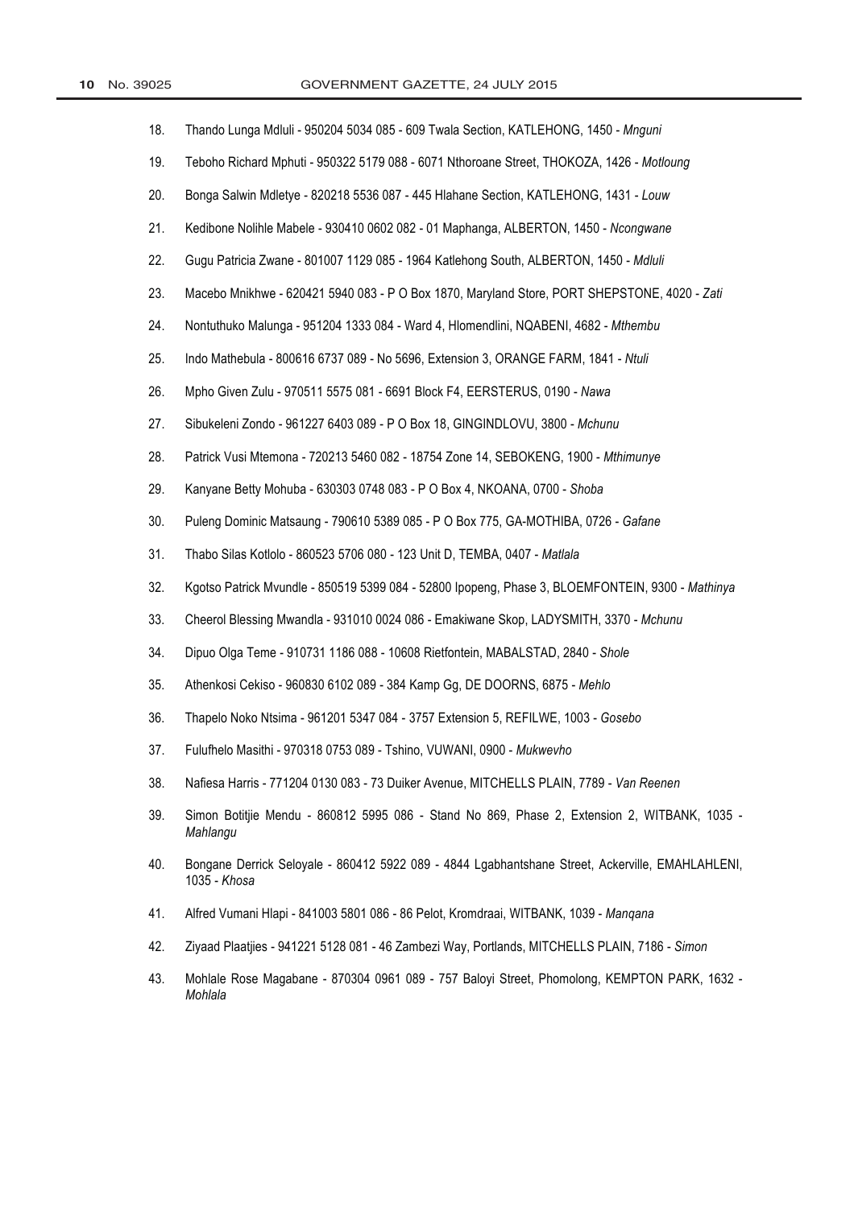18. Thando Lunga Mdluli - 950204 5034 085 - 609 Twala Section, KATLEHONG, 1450 - *Mnguni*
19. Teboho Richard Mphuti - 950322 5179 088 - 6071 Nthoroane Street, THOKOZA, 1426 - *Motloung*
20. Bonga Salwin Mdletye - 820218 5536 087 - 445 Hlahane Section, KATLEHONG, 1431 - *Louw*
21. Kedibone Nolihle Mabele - 930410 0602 082 - 01 Maphanga, ALBERTON, 1450 - *Ncongwane*
22. Gugu Patricia Zwane - 801007 1129 085 - 1964 Katlehong South, ALBERTON, 1450 - *Mdluli*
23. Macebo Mnikhwe - 620421 5940 083 - P O Box 1870, Maryland Store, PORT SHEPSTONE, 4020 - *Zati*
24. Nontuthuko Malunga - 951204 1333 084 - Ward 4, Hlomendlini, NQABENI, 4682 - *Mthembu*
25. Indo Mathebula - 800616 6737 089 - No 5696, Extension 3, ORANGE FARM, 1841 - *Ntuli*
26. Mpho Given Zulu - 970511 5575 081 - 6691 Block F4, EERSTERUS, 0190 - *Nawa*
27. Sibukeleni Zondo - 961227 6403 089 - P O Box 18, GINGINDLOVU, 3800 - *Mchunu*
28. Patrick Vusi Mtemona - 720213 5460 082 - 18754 Zone 14, SEBOKENG, 1900 - *Mthimunye*
29. Kanyane Betty Mohuba - 630303 0748 083 - P O Box 4, NKOANA, 0700 - *Shoba*
30. Puleng Dominic Matsaung - 790610 5389 085 - P O Box 775, GA-MOTHIBA, 0726 - *Gafane*
31. Thabo Silas Kotlolo - 860523 5706 080 - 123 Unit D, TEMBA, 0407 - *Matlala*
32. Kgotso Patrick Mvundle - 850519 5399 084 - 52800 Ipopeng, Phase 3, BLOEMFONTEIN, 9300 - *Mathinya*
33. Cheerol Blessing Mwandla - 931010 0024 086 - Emakiwane Skop, LADYSMITH, 3370 - *Mchunu*
34. Dipuo Olga Teme - 910731 1186 088 - 10608 Rietfontein, MABALSTAD, 2840 - *Shole*
35. Athenkosi Cekiso - 960830 6102 089 - 384 Kamp Gg, DE DOORNS, 6875 - *Mehlo*
36. Thapelo Noko Ntsima - 961201 5347 084 - 3757 Extension 5, REFILWE, 1003 - *Gosebo*
37. Fulufhelo Masithi - 970318 0753 089 - Tshino, VUWANI, 0900 - *Mukwevho*
38. Nafiesa Harris - 771204 0130 083 - 73 Duiker Avenue, MITCHELLS PLAIN, 7789 - *Van Reenen*
39. Simon Botitjie Mendu - 860812 5995 086 - Stand No 869, Phase 2, Extension 2, WITBANK, 1035 - *Mahlangu*
40. Bongane Derrick Seloyale - 860412 5922 089 - 4844 Lgabhantshane Street, Ackerville, EMAHLAHLENI, 1035 - *Khosa*
41. Alfred Vumani Hlapi - 841003 5801 086 - 86 Pelot, Kromdraai, WITBANK, 1039 - *Manqana*
42. Ziyaad Plaatjies - 941221 5128 081 - 46 Zambezi Way, Portlands, MITCHELLS PLAIN, 7186 - *Simon*
43. Mohlale Rose Magabane - 870304 0961 089 - 757 Baloyi Street, Phomolong, KEMPTON PARK, 1632 - *Mohlala*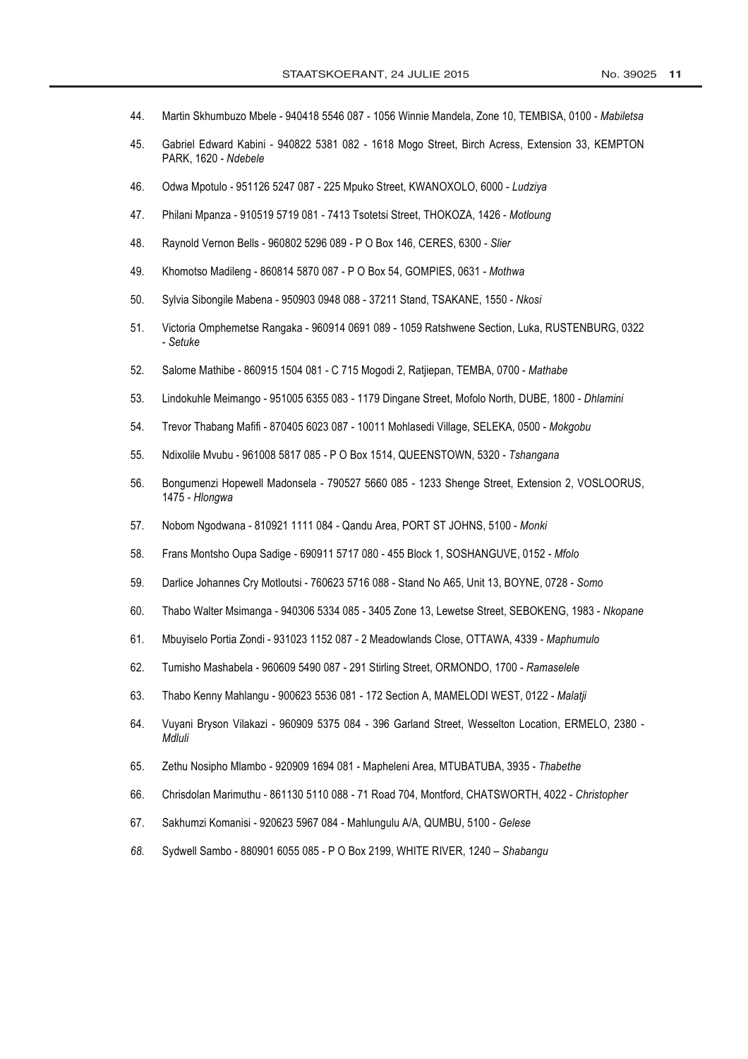44. Martin Skhumbuzo Mbele - 940418 5546 087 - 1056 Winnie Mandela, Zone 10, TEMBISA, 0100 - *Mabiletsa*

45. Gabriel Edward Kabini - 940822 5381 082 - 1618 Mogo Street, Birch Acress, Extension 33, KEMPTON PARK, 1620 - *Ndebele*

46. Odwa Mpotulo - 951126 5247 087 - 225 Mpuko Street, KWANOXOLO, 6000 - *Ludziya*

47. Philani Mpanza - 910519 5719 081 - 7413 Tsotetsi Street, THOKOZA, 1426 - *Motloung*

48. Raynold Vernon Bells - 960802 5296 089 - P O Box 146, CERES, 6300 - *Slier*

49. Khomotso Madileng - 860814 5870 087 - P O Box 54, GOMPIES, 0631 - *Mothwa*

50. Sylvia Sibongile Mabena - 950903 0948 088 - 37211 Stand, TSAKANE, 1550 - *Nkosi*

51. Victoria Omphemetse Rangaka - 960914 0691 089 - 1059 Ratshwene Section, Luka, RUSTENBURG, 0322 - *Setuke*

52. Salome Mathibe - 860915 1504 081 - C 715 Mogodi 2, Ratjiepan, TEMBA, 0700 - *Mathabe*

53. Lindokuhle Meimango - 951005 6355 083 - 1179 Dingane Street, Mofolo North, DUBE, 1800 - *Dhlamini*

54. Trevor Thabang Mafifi - 870405 6023 087 - 10011 Mohlasedi Village, SELEKA, 0500 - *Mokgobu*

55. Ndixolile Mvubu - 961008 5817 085 - P O Box 1514, QUEENSTOWN, 5320 - *Tshangana*

56. Bongumenzi Hopewell Madonsela - 790527 5660 085 - 1233 Shenge Street, Extension 2, VOSLOORUS, 1475 - *Hlongwa*

57. Nobom Ngodwana - 810921 1111 084 - Qandu Area, PORT ST JOHNS, 5100 - *Monki*

58. Frans Montsho Oupa Sadige - 690911 5717 080 - 455 Block 1, SOSHANGUVE, 0152 - *Mfolo*

59. Darlice Johannes Cry Motloutsi - 760623 5716 088 - Stand No A65, Unit 13, BOYNE, 0728 - *Somo*

60. Thabo Walter Msimanga - 940306 5334 085 - 3405 Zone 13, Lewetse Street, SEBOKENG, 1983 - *Nkopane*

61. Mbuyiselo Portia Zondi - 931023 1152 087 - 2 Meadowlands Close, OTTAWA, 4339 - *Maphumulo*

62. Tumisho Mashabela - 960609 5490 087 - 291 Stirling Street, ORMONDO, 1700 - *Ramaselele*

63. Thabo Kenny Mahlangu - 900623 5536 081 - 172 Section A, MAMELODI WEST, 0122 - *Malatji*

64. Vuyani Bryson Vilakazi - 960909 5375 084 - 396 Garland Street, Wesselton Location, ERMELO, 2380 - *Mdluli*

65. Zethu Nosipho Mlambo - 920909 1694 081 - Mapheleni Area, MTUBATUBA, 3935 - *Thabethe*

66. Chrisdolan Marimuthu - 861130 5110 088 - 71 Road 704, Montford, CHATSWORTH, 4022 - *Christopher*

67. Sakhumzi Komanisi - 920623 5967 084 - Mahlungulu A/A, QUMBU, 5100 - *Gelese*

68. Sydwell Sambo - 880901 6055 085 - P O Box 2199, WHITE RIVER, 1240 – *Shabangu*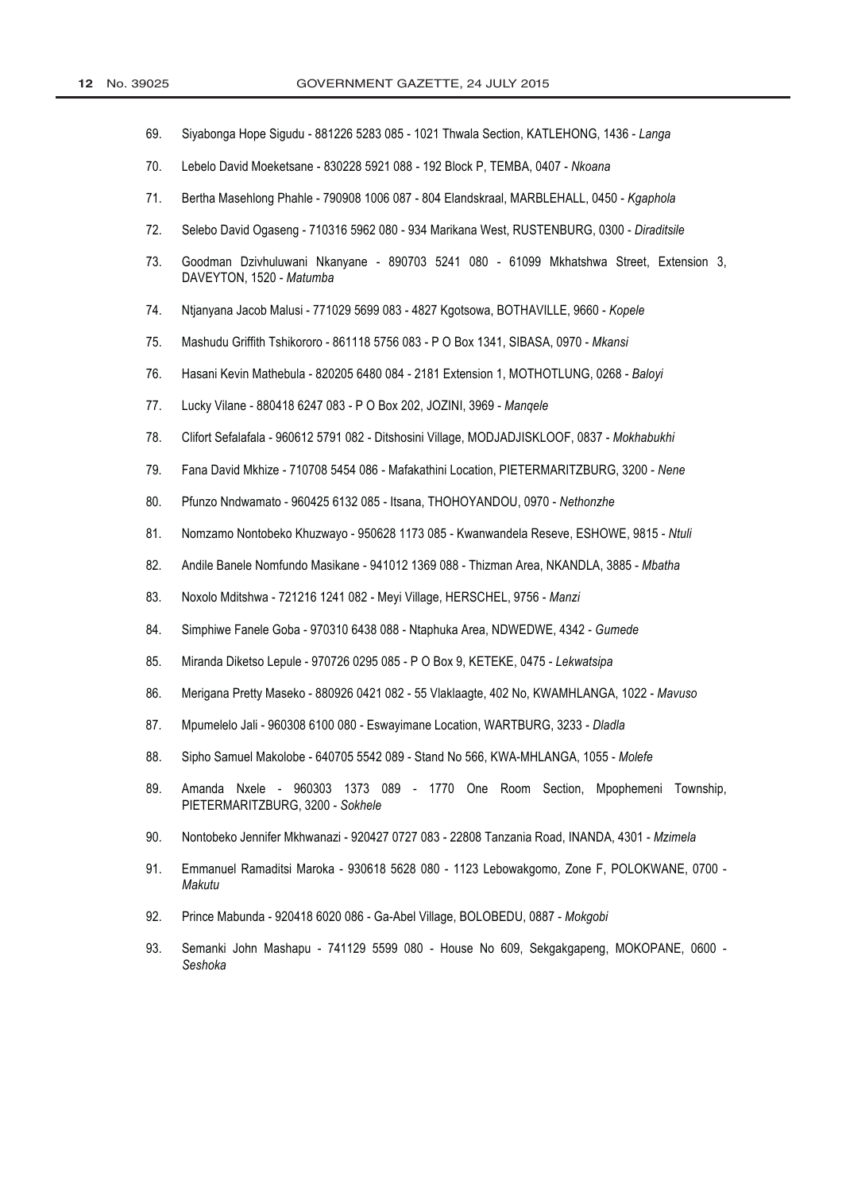69. Siyabonga Hope Sigudu - 881226 5283 085 - 1021 Thwala Section, KATLEHONG, 1436 - *Langa*

70. Lebelo David Moeketsane - 830228 5921 088 - 192 Block P, TEMBA, 0407 - *Nkoana*

71. Bertha Masehlong Phahle - 790908 1006 087 - 804 Elandskraal, MARBLEHALL, 0450 - *Kgaphola*

72. Selebo David Ogaseng - 710316 5962 080 - 934 Marikana West, RUSTENBURG, 0300 - *Diraditsile*

73. Goodman Dzivhuluwani Nkanyane - 890703 5241 080 - 61099 Mkhatshwa Street, Extension 3, DAVEYTON, 1520 - *Matumba*

74. Ntjanyana Jacob Malusi - 771029 5699 083 - 4827 Kgotsowa, BOTHAVILLE, 9660 - *Kopele*

75. Mashudu Griffith Tshikororo - 861118 5756 083 - P O Box 1341, SIBASA, 0970 - *Mkansi*

76. Hasani Kevin Mathebula - 820205 6480 084 - 2181 Extension 1, MOTHOTLUNG, 0268 - *Baloyi*

77. Lucky Vilane - 880418 6247 083 - P O Box 202, JOZINI, 3969 - *Manqele*

78. Clifort Sefalafala - 960612 5791 082 - Ditshosini Village, MODJADJISKLOOF, 0837 - *Mokhabukhi*

79. Fana David Mkhize - 710708 5454 086 - Mafakathini Location, PIETERMARITZBURG, 3200 - *Nene*

80. Pfunzo Nndwamato - 960425 6132 085 - Itsana, THOHOYANDOU, 0970 - *Nethonzhe*

81. Nomzamo Nontobeko Khuzwayo - 950628 1173 085 - Kwanwandela Reseve, ESHOWE, 9815 - *Ntuli*

82. Andile Banele Nomfundo Masikane - 941012 1369 088 - Thizman Area, NKANDLA, 3885 - *Mbatha*

83. Noxolo Mditshwa - 721216 1241 082 - Meyi Village, HERSCHEL, 9756 - *Manzi*

84. Simphiwe Fanele Goba - 970310 6438 088 - Ntaphuka Area, NDWEDWE, 4342 - *Gumede*

85. Miranda Diketso Lepule - 970726 0295 085 - P O Box 9, KETEKE, 0475 - *Lekwatsipa*

86. Merigana Pretty Maseko - 880926 0421 082 - 55 Vlaklaagte, 402 No, KWAMHLANGA, 1022 - *Mavuso*

87. Mpumelelo Jali - 960308 6100 080 - Eswayimane Location, WARTBURG, 3233 - *Dladla*

88. Sipho Samuel Makolobe - 640705 5542 089 - Stand No 566, KWA-MHLANGA, 1055 - *Molefe*

89. Amanda Nxele - 960303 1373 089 - 1770 One Room Section, Mpophemeni Township, PIETERMARITZBURG, 3200 - *Sokhele*

90. Nontobeko Jennifer Mkhwanazi - 920427 0727 083 - 22808 Tanzania Road, INANDA, 4301 - *Mzimela*

91. Emmanuel Ramaditsi Maroka - 930618 5628 080 - 1123 Lebowakgomo, Zone F, POLOKWANE, 0700 - *Makutu*

92. Prince Mabunda - 920418 6020 086 - Ga-Abel Village, BOLOBEDU, 0887 - *Mokgobi*

93. Semanki John Mashapu - 741129 5599 080 - House No 609, Sekgakgapeng, MOKOPANE, 0600 - *Seshoka*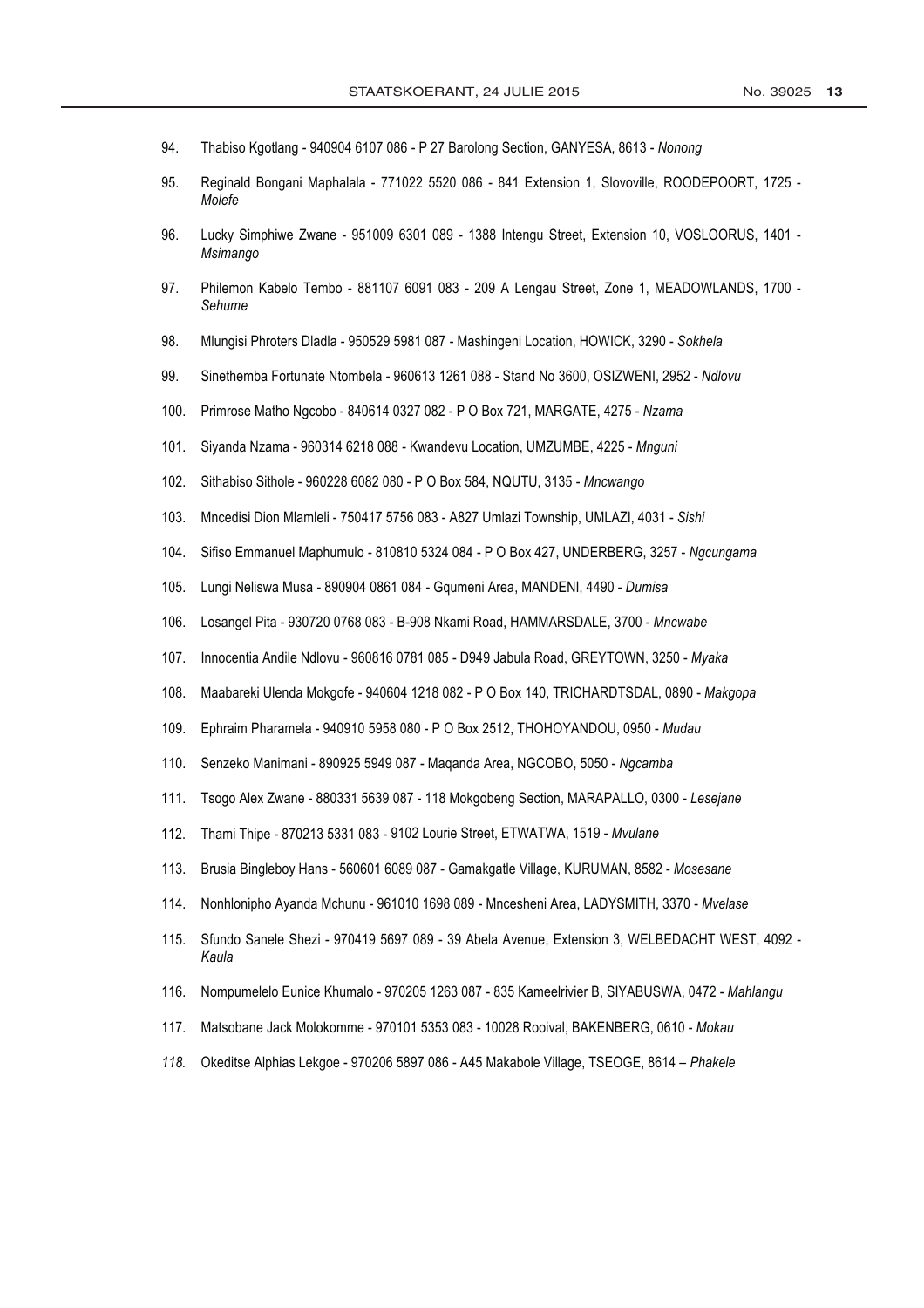94. Thabiso Kgotlang - 940904 6107 086 - P 27 Barolong Section, GANYESA, 8613 - *Nonong*

95. Reginald Bongani Maphalala - 771022 5520 086 - 841 Extension 1, Slovoville, ROODEPOORT, 1725 - *Molefe*

96. Lucky Simphiwe Zwane - 951009 6301 089 - 1388 Intengu Street, Extension 10, VOSLOORUS, 1401 - *Msimango*

97. Philemon Kabelo Tembo - 881107 6091 083 - 209 A Lengau Street, Zone 1, MEADOWLANDS, 1700 - *Sehume*

98. Mlungisi Phroters Dladla - 950529 5981 087 - Mashingeni Location, HOWICK, 3290 - *Sokhela*

99. Sinethemba Fortunate Ntombela - 960613 1261 088 - Stand No 3600, OSIZWENI, 2952 - *Ndlovu*

100. Primrose Matho Ngcobo - 840614 0327 082 - P O Box 721, MARGATE, 4275 - *Nzama*

101. Siyanda Nzama - 960314 6218 088 - Kwandevu Location, UMZUMBE, 4225 - *Mnguni*

102. Sithabiso Sithole - 960228 6082 080 - P O Box 584, NQUTU, 3135 - *Mncwango*

103. Mncedisi Dion Mlamleli - 750417 5756 083 - A827 Umlazi Township, UMLAZI, 4031 - *Sishi*

104. Sifiso Emmanuel Maphumulo - 810810 5324 084 - P O Box 427, UNDERBERG, 3257 - *Ngcungama*

105. Lungi Neliswa Musa - 890904 0861 084 - Gqumeni Area, MANDENI, 4490 - *Dumisa*

106. Losangel Pita - 930720 0768 083 - B-908 Nkami Road, HAMMARSDALE, 3700 - *Mncwabe*

107. Innocentia Andile Ndlovu - 960816 0781 085 - D949 Jabula Road, GREYTOWN, 3250 - *Myaka*

108. Maabareki Ulenda Mokgofe - 940604 1218 082 - P O Box 140, TRICHARDTSDAL, 0890 - *Makgopa*

109. Ephraim Pharamela - 940910 5958 080 - P O Box 2512, THOHOYANDOU, 0950 - *Mudau*

110. Senzeko Manimani - 890925 5949 087 - Maqanda Area, NGCOBO, 5050 - *Ngcamba*

111. Tsogo Alex Zwane - 880331 5639 087 - 118 Mokgobeng Section, MARAPALLO, 0300 - *Lesejane*

112. Thami Thipe - 870213 5331 083 - 9102 Lourie Street, ETWATWA, 1519 - *Mvulane*

113. Brusia Bingleboy Hans - 560601 6089 087 - Gamakgatle Village, KURUMAN, 8582 - *Mosesane*

114. Nonhlonipho Ayanda Mchunu - 961010 1698 089 - Mncesheni Area, LADYSMITH, 3370 - *Mvelase*

115. Sfundo Sanele Shezi - 970419 5697 089 - 39 Abela Avenue, Extension 3, WELBEDACHT WEST, 4092 - *Kaula*

116. Nompumelelo Eunice Khumalo - 970205 1263 087 - 835 Kameelrivier B, SIYABUSWA, 0472 - *Mahlangu*

117. Matsobane Jack Molokomme - 970101 5353 083 - 10028 Rooival, BAKENBERG, 0610 - *Mokau*

118. Okeditse Alphias Lekgoe - 970206 5897 086 - A45 Makabole Village, TSEOGE, 8614 – *Phakele*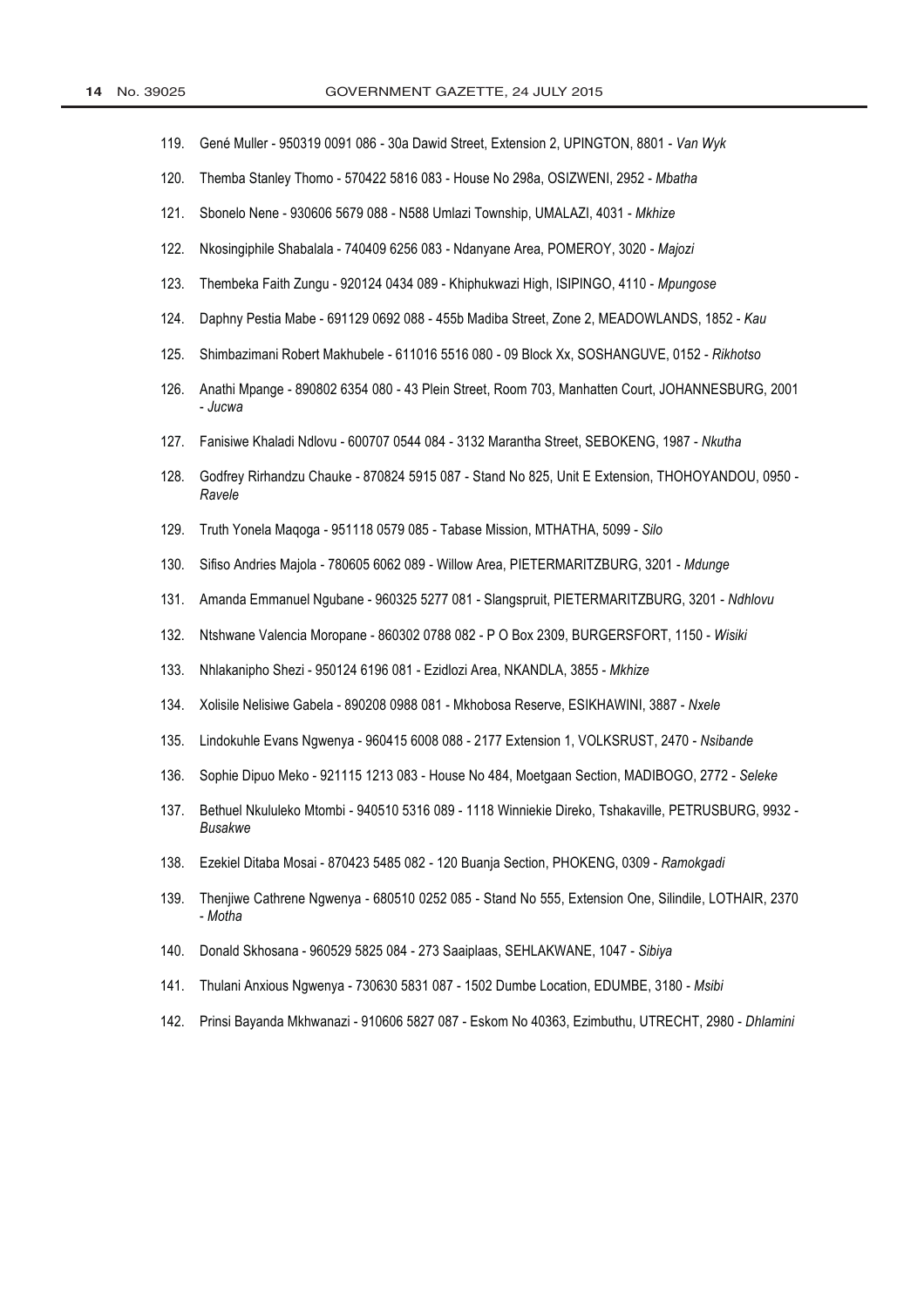119. Gené Muller - 950319 0091 086 - 30a Dawid Street, Extension 2, UPINGTON, 8801 - *Van Wyk*

120. Themba Stanley Thomo - 570422 5816 083 - House No 298a, OSIZWENI, 2952 - *Mbatha*

121. Sbonelo Nene - 930606 5679 088 - N588 Umlazi Township, UMALAZI, 4031 - *Mkhize*

122. Nkosingiphile Shabalala - 740409 6256 083 - Ndanyane Area, POMEROY, 3020 - *Majozi*

123. Thembeka Faith Zungu - 920124 0434 089 - Khiphukwazi High, ISIPINGO, 4110 - *Mpungose*

124. Daphny Pestia Mabe - 691129 0692 088 - 455b Madiba Street, Zone 2, MEADOWLANDS, 1852 - *Kau*

125. Shimbazimani Robert Makhubele - 611016 5516 080 - 09 Block Xx, SOSHANGUVE, 0152 - *Rikhotso*

126. Anathi Mpange - 890802 6354 080 - 43 Plein Street, Room 703, Manhatten Court, JOHANNESBURG, 2001 - *Jucwa*

127. Fanisiwe Khaladi Ndlovu - 600707 0544 084 - 3132 Marantha Street, SEBOKENG, 1987 - *Nkutha*

128. Godfrey Rirhandzu Chauke - 870824 5915 087 - Stand No 825, Unit E Extension, THOHOYANDOU, 0950 - *Ravele*

129. Truth Yonela Maqoga - 951118 0579 085 - Tabase Mission, MTHATHA, 5099 - *Silo*

130. Sifiso Andries Majola - 780605 6062 089 - Willow Area, PIETERMARITZBURG, 3201 - *Mdunge*

131. Amanda Emmanuel Ngubane - 960325 5277 081 - Slangspruit, PIETERMARITZBURG, 3201 - *Ndhlovu*

132. Ntshwane Valencia Moropane - 860302 0788 082 - P O Box 2309, BURGERSFORT, 1150 - *Wisiki*

133. Nhlakanipho Shezi - 950124 6196 081 - Ezidlozi Area, NKANDLA, 3855 - *Mkhize*

134. Xolisile Nelisiwe Gabela - 890208 0988 081 - Mkhobosa Reserve, ESIKHAWINI, 3887 - *Nxele*

135. Lindokuhle Evans Ngwenya - 960415 6008 088 - 2177 Extension 1, VOLKSRUST, 2470 - *Nsibande*

136. Sophie Dipuo Meko - 921115 1213 083 - House No 484, Moetgaan Section, MADIBOGO, 2772 - *Seleke*

137. Bethuel Nkululeko Mtombi - 940510 5316 089 - 1118 Winniekie Direko, Tshakaville, PETRUSBURG, 9932 - *Busakwe*

138. Ezekiel Ditaba Mosai - 870423 5485 082 - 120 Buanja Section, PHOKENG, 0309 - *Ramokgadi*

139. Thenjiwe Cathrene Ngwenya - 680510 0252 085 - Stand No 555, Extension One, Silindile, LOTHAIR, 2370 - *Motha*

140. Donald Skhosana - 960529 5825 084 - 273 Saaiplaas, SEHLAKWANE, 1047 - *Sibiya*

141. Thulani Anxious Ngwenya - 730630 5831 087 - 1502 Dumbe Location, EDUMBE, 3180 - *Msibi*

142. Prinsi Bayanda Mkhwanazi - 910606 5827 087 - Eskom No 40363, Ezimbuthu, UTRECHT, 2980 - *Dhlamini*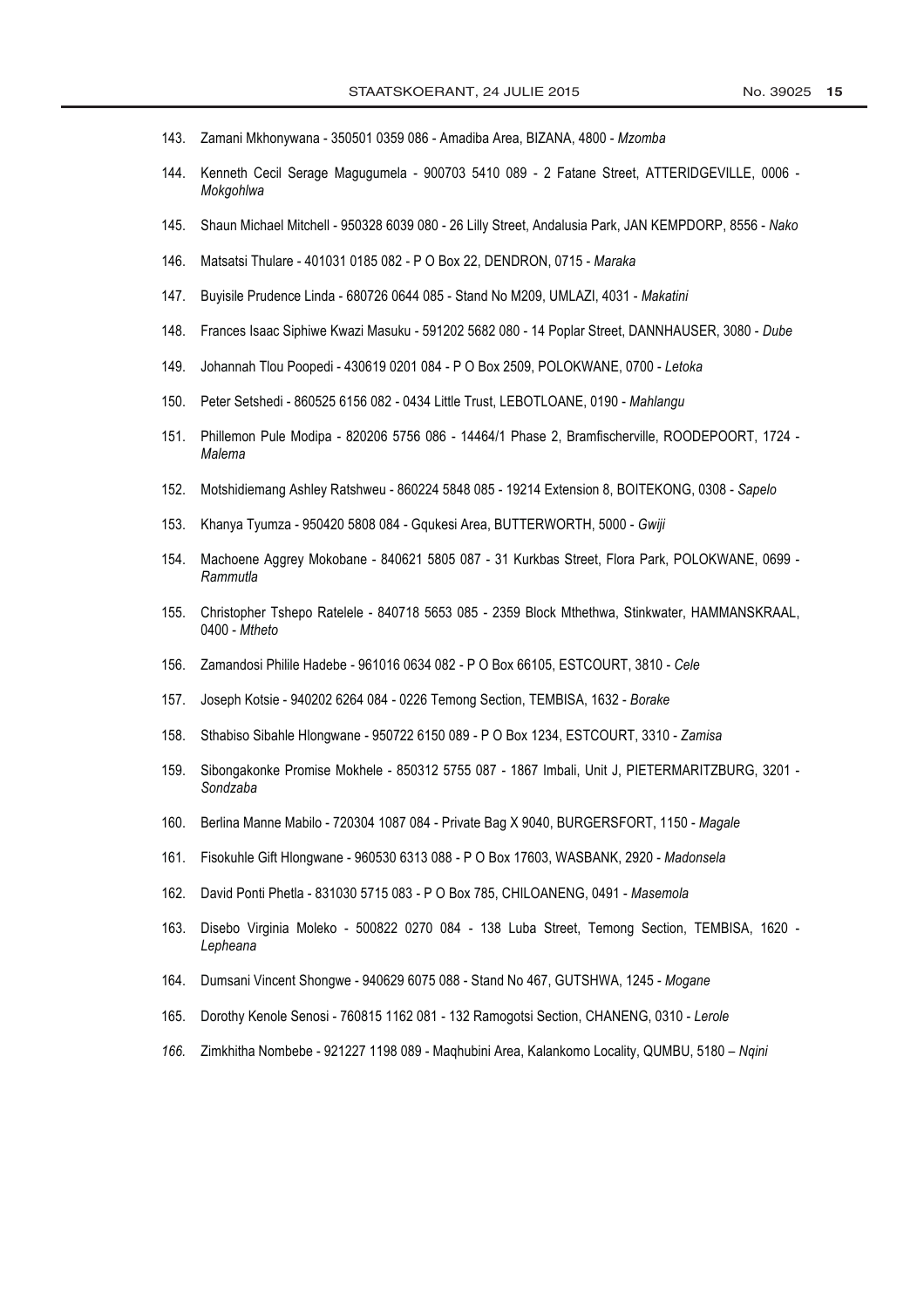143. Zamani Mkhonywana - 350501 0359 086 - Amadiba Area, BIZANA, 4800 - *Mzomba*

144. Kenneth Cecil Serage Magugumela - 900703 5410 089 - 2 Fatane Street, ATTERIDGEVILLE, 0006 - *Mokgohlwa*

145. Shaun Michael Mitchell - 950328 6039 080 - 26 Lilly Street, Andalusia Park, JAN KEMPDORP, 8556 - *Nako*

146. Matsatsi Thulare - 401031 0185 082 - P O Box 22, DENDRON, 0715 - *Maraka*

147. Buyisile Prudence Linda - 680726 0644 085 - Stand No M209, UMLAZI, 4031 - *Makatini*

148. Frances Isaac Siphiwe Kwazi Masuku - 591202 5682 080 - 14 Poplar Street, DANNHAUSER, 3080 - *Dube*

149. Johannah Tlou Poopedi - 430619 0201 084 - P O Box 2509, POLOKWANE, 0700 - *Letoka*

150. Peter Setshedi - 860525 6156 082 - 0434 Little Trust, LEBOTLOANE, 0190 - *Mahlangu*

151. Phillemon Pule Modipa - 820206 5756 086 - 14464/1 Phase 2, Bramfischerville, ROODEPOORT, 1724 - *Malema*

152. Motshidiemang Ashley Ratshweu - 860224 5848 085 - 19214 Extension 8, BOITEKONG, 0308 - *Sapelo*

153. Khanya Tyumza - 950420 5808 084 - Gqukesi Area, BUTTERWORTH, 5000 - *Gwiji*

154. Machoene Aggrey Mokobane - 840621 5805 087 - 31 Kurkbas Street, Flora Park, POLOKWANE, 0699 - *Rammutla*

155. Christopher Tshepo Ratelele - 840718 5653 085 - 2359 Block Mthethwa, Stinkwater, HAMMANSKRAAL, 0400 - *Mtheto*

156. Zamandosi Philile Hadebe - 961016 0634 082 - P O Box 66105, ESTCOURT, 3810 - *Cele*

157. Joseph Kotsie - 940202 6264 084 - 0226 Temong Section, TEMBISA, 1632 - *Borake*

158. Sthabiso Sibahle Hlongwane - 950722 6150 089 - P O Box 1234, ESTCOURT, 3310 - *Zamisa*

159. Sibongakonke Promise Mokhele - 850312 5755 087 - 1867 Imbali, Unit J, PIETERMARITZBURG, 3201 - *Sondzaba*

160. Berlina Manne Mabilo - 720304 1087 084 - Private Bag X 9040, BURGERSFORT, 1150 - *Magale*

161. Fisokuhle Gift Hlongwane - 960530 6313 088 - P O Box 17603, WASBANK, 2920 - *Madonsela*

162. David Ponti Phetla - 831030 5715 083 - P O Box 785, CHILOANENG, 0491 - *Masemola*

163. Disebo Virginia Moleko - 500822 0270 084 - 138 Luba Street, Temong Section, TEMBISA, 1620 - *Lepheana*

164. Dumsani Vincent Shongwe - 940629 6075 088 - Stand No 467, GUTSHWA, 1245 - *Mogane*

165. Dorothy Kenole Senosi - 760815 1162 081 - 132 Ramogotsi Section, CHANENG, 0310 - *Lerole*

166. Zimkhitha Nombebe - 921227 1198 089 - Maqhubini Area, Kalankomo Locality, QUMBU, 5180 – *Nqini*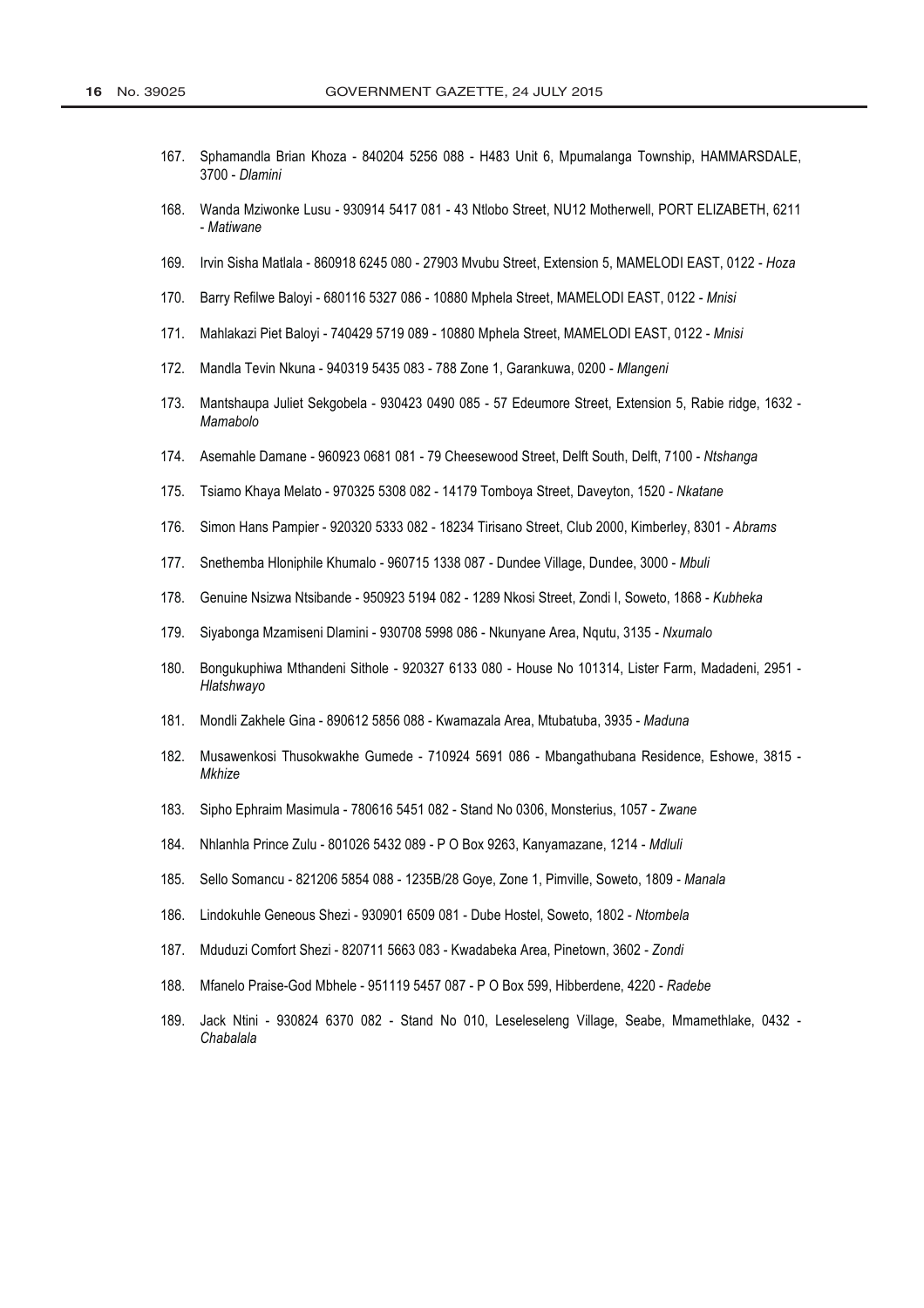167. Sphamandla Brian Khoza - 840204 5256 088 - H483 Unit 6, Mpumalanga Township, HAMMARSDALE, 3700 - *Dlamini*

168. Wanda Mziwonke Lusu - 930914 5417 081 - 43 Ntlobo Street, NU12 Motherwell, PORT ELIZABETH, 6211 - *Matiwane*

169. Irvin Sisha Matlala - 860918 6245 080 - 27903 Mvubu Street, Extension 5, MAMELODI EAST, 0122 - *Hoza*

170. Barry Refilwe Baloyi - 680116 5327 086 - 10880 Mphela Street, MAMELODI EAST, 0122 - *Mnisi*

171. Mahlakazi Piet Baloyi - 740429 5719 089 - 10880 Mphela Street, MAMELODI EAST, 0122 - *Mnisi*

172. Mandla Tevin Nkuna - 940319 5435 083 - 788 Zone 1, Garankuwa, 0200 - *Mlangeni*

173. Mantshaupa Juliet Sekgobela - 930423 0490 085 - 57 Edeumore Street, Extension 5, Rabie ridge, 1632 - *Mamabolo*

174. Asemahle Damane - 960923 0681 081 - 79 Cheesewood Street, Delft South, Delft, 7100 - *Ntshanga*

175. Tsiamo Khaya Melato - 970325 5308 082 - 14179 Tomboya Street, Daveyton, 1520 - *Nkatane*

176. Simon Hans Pampier - 920320 5333 082 - 18234 Tirisano Street, Club 2000, Kimberley, 8301 - *Abrams*

177. Snethemba Hloniphile Khumalo - 960715 1338 087 - Dundee Village, Dundee, 3000 - *Mbuli*

178. Genuine Nsizwa Ntsibande - 950923 5194 082 - 1289 Nkosi Street, Zondi I, Soweto, 1868 - *Kubheka*

179. Siyabonga Mzamiseni Dlamini - 930708 5998 086 - Nkunyane Area, Nqutu, 3135 - *Nxumalo*

180. Bongukuphiwa Mthandeni Sithole - 920327 6133 080 - House No 101314, Lister Farm, Madadeni, 2951 - *Hlatshwayo*

181. Mondli Zakhele Gina - 890612 5856 088 - Kwamazala Area, Mtubatuba, 3935 - *Maduna*

182. Musawenkosi Thusokwakhe Gumede - 710924 5691 086 - Mbangathubana Residence, Eshowe, 3815 - *Mkhize*

183. Sipho Ephraim Masimula - 780616 5451 082 - Stand No 0306, Monsterius, 1057 - *Zwane*

184. Nhlanhla Prince Zulu - 801026 5432 089 - P O Box 9263, Kanyamazane, 1214 - *Mdluli*

185. Sello Somancu - 821206 5854 088 - 1235B/28 Goye, Zone 1, Pimville, Soweto, 1809 - *Manala*

186. Lindokuhle Geneous Shezi - 930901 6509 081 - Dube Hostel, Soweto, 1802 - *Ntombela*

187. Mduduzi Comfort Shezi - 820711 5663 083 - Kwadabeka Area, Pinetown, 3602 - *Zondi*

188. Mfanelo Praise-God Mbhele - 951119 5457 087 - P O Box 599, Hibberdene, 4220 - *Radebe*

189. Jack Ntini - 930824 6370 082 - Stand No 010, Leseleseleng Village, Seabe, Mmamethlake, 0432 - *Chabalala*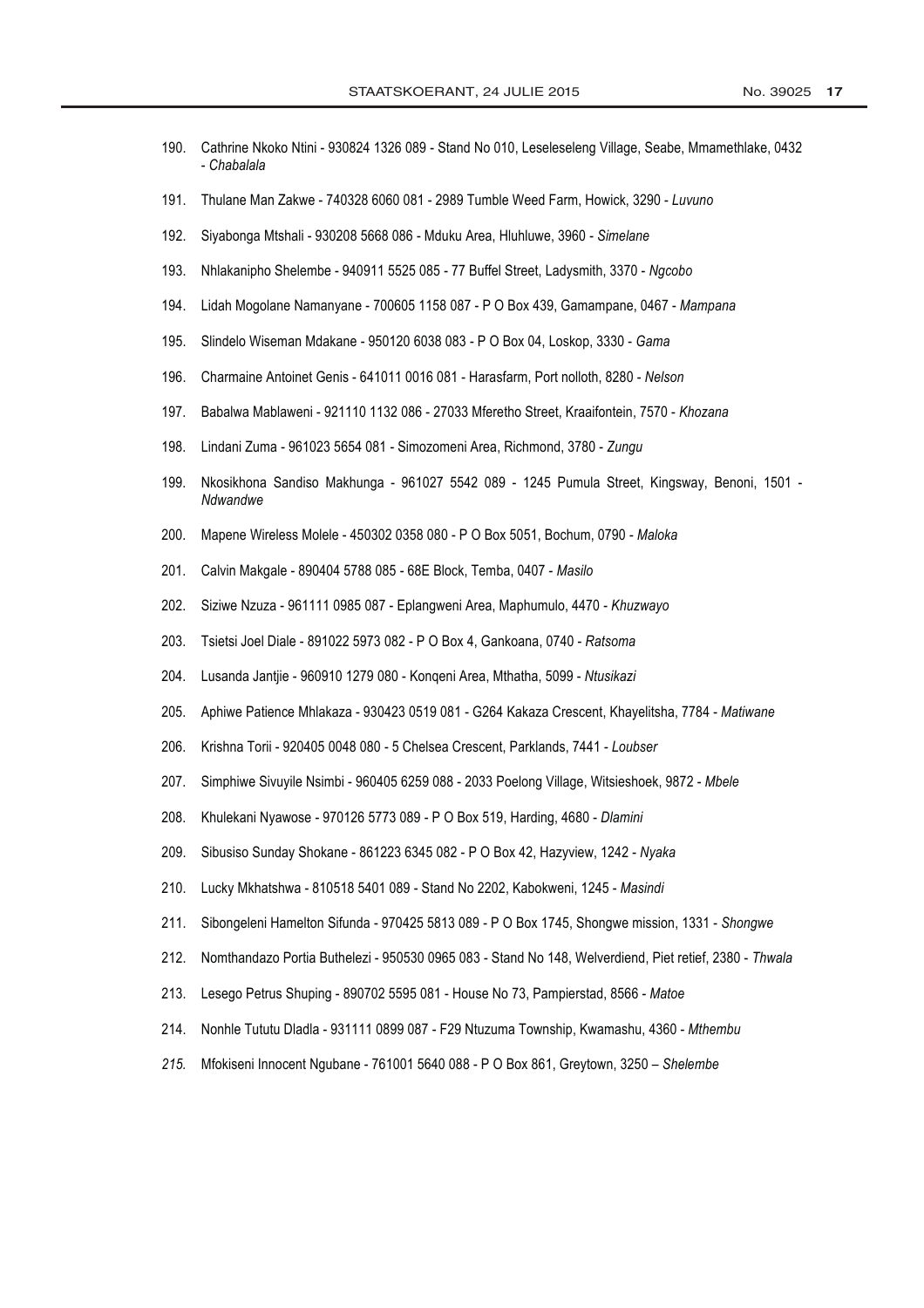190. Cathrine Nkoko Ntini - 930824 1326 089 - Stand No 010, Leseleseleng Village, Seabe, Mmamethlake, 0432 - *Chabalala*

191. Thulane Man Zakwe - 740328 6060 081 - 2989 Tumble Weed Farm, Howick, 3290 - *Luvuno*

192. Siyabonga Mtshali - 930208 5668 086 - Mduku Area, Hluhluwe, 3960 - *Simelane*

193. Nhlakanipho Shelembe - 940911 5525 085 - 77 Buffel Street, Ladysmith, 3370 - *Ngcobo*

194. Lidah Mogolane Namanyane - 700605 1158 087 - P O Box 439, Gamampane, 0467 - *Mampana*

195. Slindelo Wiseman Mdakane - 950120 6038 083 - P O Box 04, Loskop, 3330 - *Gama*

196. Charmaine Antoinet Genis - 641011 0016 081 - Harasfarm, Port nolloth, 8280 - *Nelson*

197. Babalwa Mablaweni - 921110 1132 086 - 27033 Mferetho Street, Kraaifontein, 7570 - *Khozana*

198. Lindani Zuma - 961023 5654 081 - Simozomeni Area, Richmond, 3780 - *Zungu*

199. Nkosikhona Sandiso Makhunga - 961027 5542 089 - 1245 Pumula Street, Kingsway, Benoni, 1501 - *Ndwandwe*

200. Mapene Wireless Molele - 450302 0358 080 - P O Box 5051, Bochum, 0790 - *Maloka*

201. Calvin Makgale - 890404 5788 085 - 68E Block, Temba, 0407 - *Masilo*

202. Siziwe Nzuza - 961111 0985 087 - Eplangweni Area, Maphumulo, 4470 - *Khuzwayo*

203. Tsietsi Joel Diale - 891022 5973 082 - P O Box 4, Gankoana, 0740 - *Ratsoma*

204. Lusanda Jantjie - 960910 1279 080 - Konqeni Area, Mthatha, 5099 - *Ntusikazi*

205. Aphiwe Patience Mhlakaza - 930423 0519 081 - G264 Kakaza Crescent, Khayelitsha, 7784 - *Matiwane*

206. Krishna Torii - 920405 0048 080 - 5 Chelsea Crescent, Parklands, 7441 - *Loubser*

207. Simphiwe Sivuyile Nsimbi - 960405 6259 088 - 2033 Poelong Village, Witsieshoek, 9872 - *Mbele*

208. Khulekani Nyawose - 970126 5773 089 - P O Box 519, Harding, 4680 - *Dlamini*

209. Sibusiso Sunday Shokane - 861223 6345 082 - P O Box 42, Hazyview, 1242 - *Nyaka*

210. Lucky Mkhatshwa - 810518 5401 089 - Stand No 2202, Kabokweni, 1245 - *Masindi*

211. Sibongeleni Hamelton Sifunda - 970425 5813 089 - P O Box 1745, Shongwe mission, 1331 - *Shongwe*

212. Nomthandazo Portia Buthelezi - 950530 0965 083 - Stand No 148, Welverdiend, Piet retief, 2380 - *Thwala*

213. Lesego Petrus Shuping - 890702 5595 081 - House No 73, Pampierstad, 8566 - *Matoe*

214. Nonhle Tututu Dladla - 931111 0899 087 - F29 Ntuzuma Township, Kwamashu, 4360 - *Mthembu*

215. Mfokiseni Innocent Ngubane - 761001 5640 088 - P O Box 861, Greytown, 3250 – *Shelembe*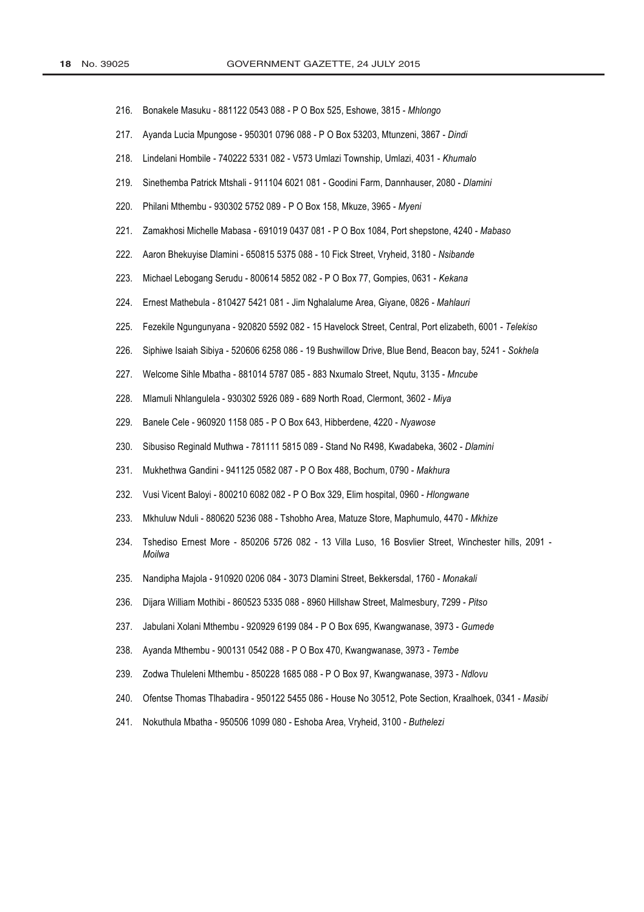216. Bonakele Masuku - 881122 0543 088 - P O Box 525, Eshowe, 3815 - *Mhlongo*

217. Ayanda Lucia Mpungose - 950301 0796 088 - P O Box 53203, Mtunzeni, 3867 - *Dindi*

218. Lindelani Hombile - 740222 5331 082 - V573 Umlazi Township, Umlazi, 4031 - *Khumalo*

219. Sinethemba Patrick Mtshali - 911104 6021 081 - Goodini Farm, Dannhauser, 2080 - *Dlamini*

220. Philani Mthembu - 930302 5752 089 - P O Box 158, Mkuze, 3965 - *Myeni*

221. Zamakhosi Michelle Mabasa - 691019 0437 081 - P O Box 1084, Port shepstone, 4240 - *Mabaso*

222. Aaron Bhekuyise Dlamini - 650815 5375 088 - 10 Fick Street, Vryheid, 3180 - *Nsibande*

223. Michael Lebogang Serudu - 800614 5852 082 - P O Box 77, Gompies, 0631 - *Kekana*

224. Ernest Mathebula - 810427 5421 081 - Jim Nghalalume Area, Giyane, 0826 - *Mahlauri*

225. Fezekile Ngungunyana - 920820 5592 082 - 15 Havelock Street, Central, Port elizabeth, 6001 - *Telekiso*

226. Siphiwe Isaiah Sibiya - 520606 6258 086 - 19 Bushwillow Drive, Blue Bend, Beacon bay, 5241 - *Sokhela*

227. Welcome Sihle Mbatha - 881014 5787 085 - 883 Nxumalo Street, Nqutu, 3135 - *Mncube*

228. Mlamuli Nhlangulela - 930302 5926 089 - 689 North Road, Clermont, 3602 - *Miya*

229. Banele Cele - 960920 1158 085 - P O Box 643, Hibberdene, 4220 - *Nyawose*

230. Sibusiso Reginald Muthwa - 781111 5815 089 - Stand No R498, Kwadabeka, 3602 - *Dlamini*

231. Mukhethwa Gandini - 941125 0582 087 - P O Box 488, Bochum, 0790 - *Makhura*

232. Vusi Vicent Baloyi - 800210 6082 082 - P O Box 329, Elim hospital, 0960 - *Hlongwane*

233. Mkhuluw Nduli - 880620 5236 088 - Tshobho Area, Matuze Store, Maphumulo, 4470 - *Mkhize*

234. Tshediso Ernest More - 850206 5726 082 - 13 Villa Luso, 16 Bosvlier Street, Winchester hills, 2091 - *Moilwa*

235. Nandipha Majola - 910920 0206 084 - 3073 Dlamini Street, Bekkersdal, 1760 - *Monakali*

236. Dijara William Mothibi - 860523 5335 088 - 8960 Hillshaw Street, Malmesbury, 7299 - *Pitso*

237. Jabulani Xolani Mthembu - 920929 6199 084 - P O Box 695, Kwangwanase, 3973 - *Gumede*

238. Ayanda Mthembu - 900131 0542 088 - P O Box 470, Kwangwanase, 3973 - *Tembe*

239. Zodwa Thuleleni Mthembu - 850228 1685 088 - P O Box 97, Kwangwanase, 3973 - *Ndlovu*

240. Ofentse Thomas Tlhabadira - 950122 5455 086 - House No 30512, Pote Section, Kraalhoek, 0341 - *Masibi*

241. Nokuthula Mbatha - 950506 1099 080 - Eshoba Area, Vryheid, 3100 - *Buthelezi*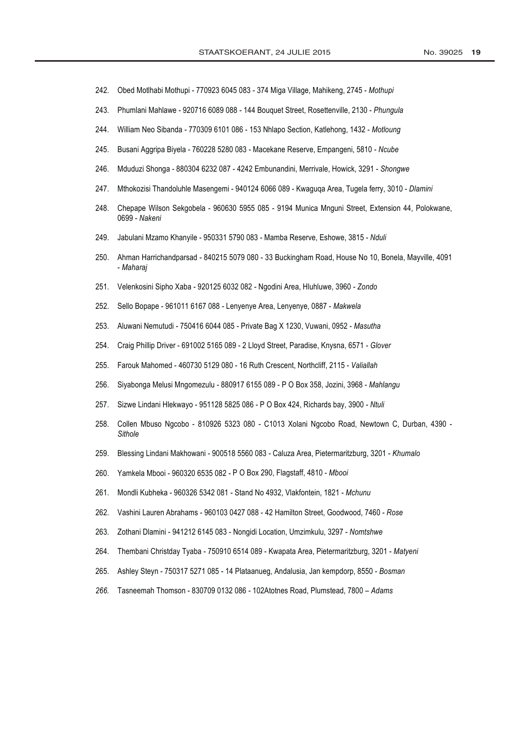242. Obed Motlhabi Mothupi - 770923 6045 083 - 374 Miga Village, Mahikeng, 2745 - *Mothupi*

243. Phumlani Mahlawe - 920716 6089 088 - 144 Bouquet Street, Rosettenville, 2130 - *Phungula*

244. William Neo Sibanda - 770309 6101 086 - 153 Nhlapo Section, Katlehong, 1432 - *Motloung*

245. Busani Aggripa Biyela - 760228 5280 083 - Macekane Reserve, Empangeni, 5810 - *Ncube*

246. Mduduzi Shonga - 880304 6232 087 - 4242 Embunandini, Merrivale, Howick, 3291 - *Shongwe*

247. Mthokozisi Thandoluhle Masengemi - 940124 6066 089 - Kwaguqa Area, Tugela ferry, 3010 - *Dlamini*

248. Chepape Wilson Sekgobela - 960630 5955 085 - 9194 Munica Mnguni Street, Extension 44, Polokwane, 0699 - *Nakeni*

249. Jabulani Mzamo Khanyile - 950331 5790 083 - Mamba Reserve, Eshowe, 3815 - *Nduli*

250. Ahman Harrichandparsad - 840215 5079 080 - 33 Buckingham Road, House No 10, Bonela, Mayville, 4091 - *Maharaj*

251. Velenkosini Sipho Xaba - 920125 6032 082 - Ngodini Area, Hluhluwe, 3960 - *Zondo*

252. Sello Bopape - 961011 6167 088 - Lenyenye Area, Lenyenye, 0887 - *Makwela*

253. Aluwani Nemutudi - 750416 6044 085 - Private Bag X 1230, Vuwani, 0952 - *Masutha*

254. Craig Phillip Driver - 691002 5165 089 - 2 Lloyd Street, Paradise, Knysna, 6571 - *Glover*

255. Farouk Mahomed - 460730 5129 080 - 16 Ruth Crescent, Northcliff, 2115 - *Valiallah*

256. Siyabonga Melusi Mngomezulu - 880917 6155 089 - P O Box 358, Jozini, 3968 - *Mahlangu*

257. Sizwe Lindani Hlekwayo - 951128 5825 086 - P O Box 424, Richards bay, 3900 - *Ntuli*

258. Collen Mbuso Ngcobo - 810926 5323 080 - C1013 Xolani Ngcobo Road, Newtown C, Durban, 4390 - *Sithole*

259. Blessing Lindani Makhowani - 900518 5560 083 - Caluza Area, Pietermaritzburg, 3201 - *Khumalo*

260. Yamkela Mbooi - 960320 6535 082 - P O Box 290, Flagstaff, 4810 - *Mbooi*

261. Mondli Kubheka - 960326 5342 081 - Stand No 4932, Vlakfontein, 1821 - *Mchunu*

262. Vashini Lauren Abrahams - 960103 0427 088 - 42 Hamilton Street, Goodwood, 7460 - *Rose*

263. Zothani Dlamini - 941212 6145 083 - Nongidi Location, Umzimkulu, 3297 - *Nomtshwe*

264. Thembani Christday Tyaba - 750910 6514 089 - Kwapata Area, Pietermaritzburg, 3201 - *Matyeni*

265. Ashley Steyn - 750317 5271 085 - 14 Plataanueg, Andalusia, Jan kempdorp, 8550 - *Bosman*

266. Tasneemah Thomson - 830709 0132 086 - 102Atotnes Road, Plumstead, 7800 – *Adams*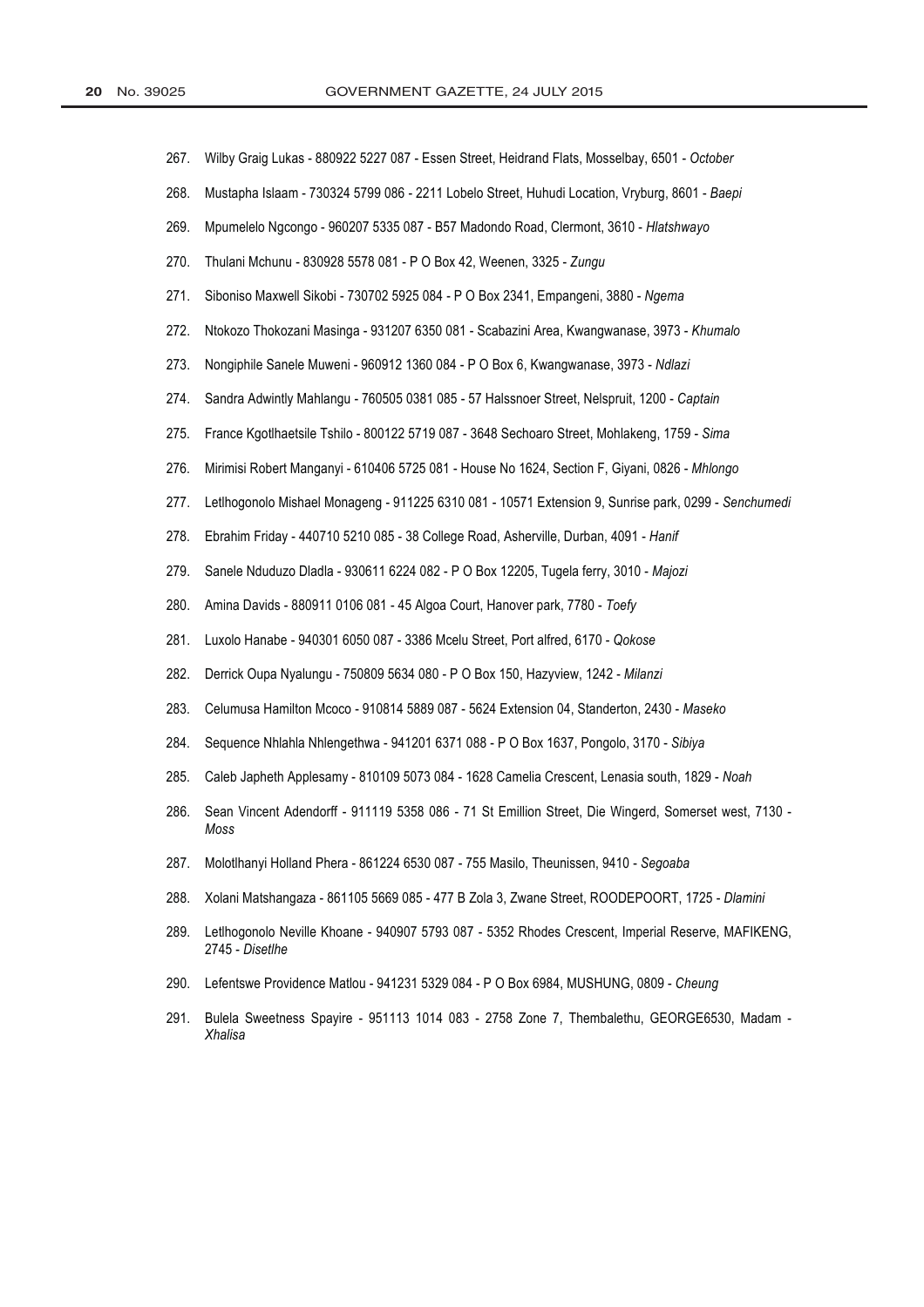267. Wilby Graig Lukas - 880922 5227 087 - Essen Street, Heidrand Flats, Mosselbay, 6501 - *October*

268. Mustapha Islaam - 730324 5799 086 - 2211 Lobelo Street, Huhudi Location, Vryburg, 8601 - *Baepi*

269. Mpumelelo Ngcongo - 960207 5335 087 - B57 Madondo Road, Clermont, 3610 - *Hlatshwayo*

270. Thulani Mchunu - 830928 5578 081 - P O Box 42, Weenen, 3325 - *Zungu*

271. Siboniso Maxwell Sikobi - 730702 5925 084 - P O Box 2341, Empangeni, 3880 - *Ngema*

272. Ntokozo Thokozani Masinga - 931207 6350 081 - Scabazini Area, Kwangwanase, 3973 - *Khumalo*

273. Nongiphile Sanele Muweni - 960912 1360 084 - P O Box 6, Kwangwanase, 3973 - *Ndlazi*

274. Sandra Adwintly Mahlangu - 760505 0381 085 - 57 Halssnoer Street, Nelspruit, 1200 - *Captain*

275. France Kgotlhaetsile Tshilo - 800122 5719 087 - 3648 Sechoaro Street, Mohlakeng, 1759 - *Sima*

276. Mirimisi Robert Manganyi - 610406 5725 081 - House No 1624, Section F, Giyani, 0826 - *Mhlongo*

277. Letlhogonolo Mishael Monageng - 911225 6310 081 - 10571 Extension 9, Sunrise park, 0299 - *Senchumedi*

278. Ebrahim Friday - 440710 5210 085 - 38 College Road, Asherville, Durban, 4091 - *Hanif*

279. Sanele Nduduzo Dladla - 930611 6224 082 - P O Box 12205, Tugela ferry, 3010 - *Majozi*

280. Amina Davids - 880911 0106 081 - 45 Algoa Court, Hanover park, 7780 - *Toefy*

281. Luxolo Hanabe - 940301 6050 087 - 3386 Mcelu Street, Port alfred, 6170 - *Qokose*

282. Derrick Oupa Nyalungu - 750809 5634 080 - P O Box 150, Hazyview, 1242 - *Milanzi*

283. Celumusa Hamilton Mcoco - 910814 5889 087 - 5624 Extension 04, Standerton, 2430 - *Maseko*

284. Sequence Nhlahla Nhlengethwa - 941201 6371 088 - P O Box 1637, Pongolo, 3170 - *Sibiya*

285. Caleb Japheth Applesamy - 810109 5073 084 - 1628 Camelia Crescent, Lenasia south, 1829 - *Noah*

286. Sean Vincent Adendorff - 911119 5358 086 - 71 St Emillion Street, Die Wingerd, Somerset west, 7130 - *Moss*

287. Molotlhanyi Holland Phera - 861224 6530 087 - 755 Masilo, Theunissen, 9410 - *Segoaba*

288. Xolani Matshangaza - 861105 5669 085 - 477 B Zola 3, Zwane Street, ROODEPOORT, 1725 - *Dlamini*

289. Letlhogonolo Neville Khoane - 940907 5793 087 - 5352 Rhodes Crescent, Imperial Reserve, MAFIKENG, 2745 - *Disetlhe*

290. Lefentswe Providence Matlou - 941231 5329 084 - P O Box 6984, MUSHUNG, 0809 - *Cheung*

291. Bulela Sweetness Spayire - 951113 1014 083 - 2758 Zone 7, Thembalethu, GEORGE6530, Madam - *Xhalisa*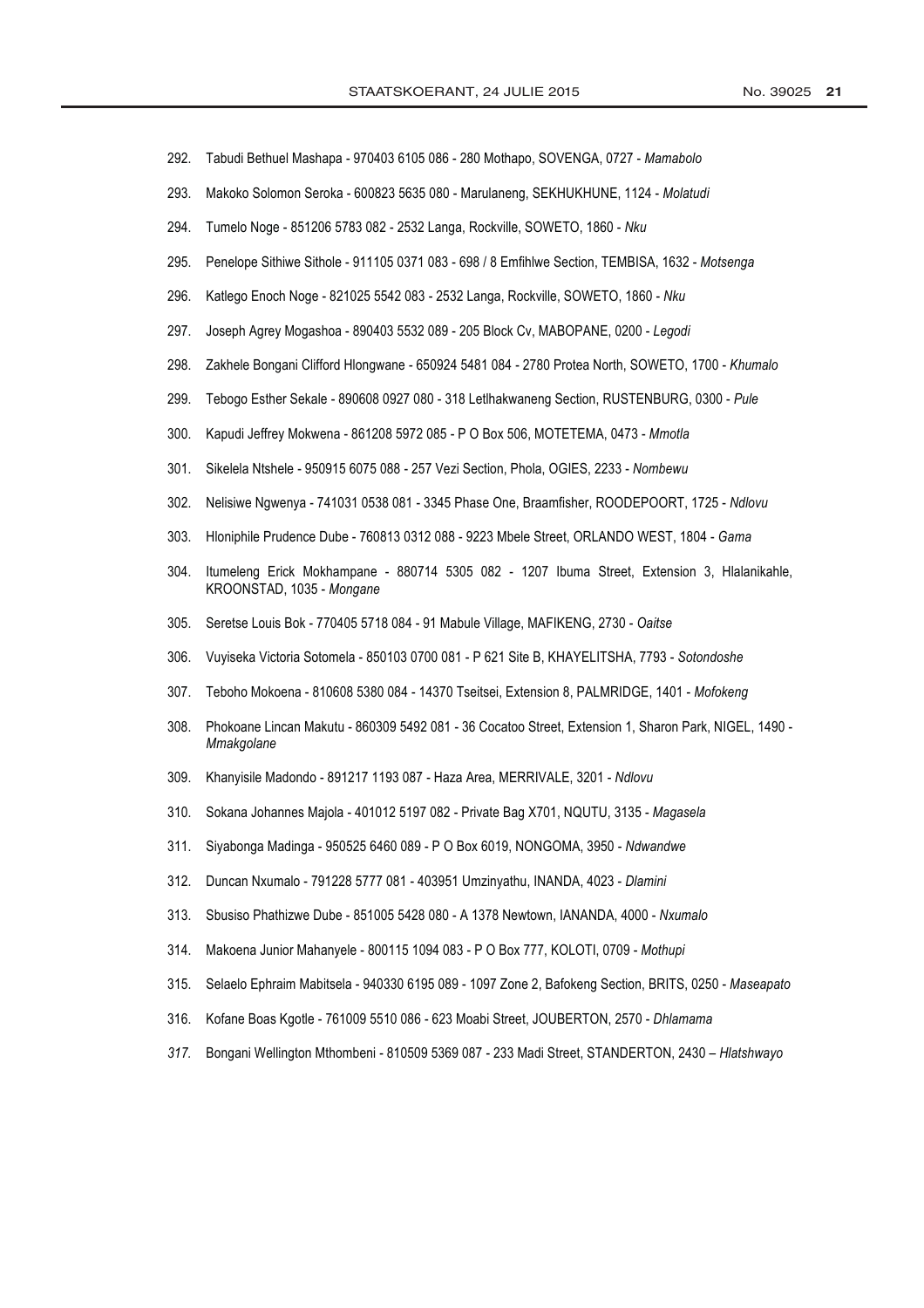292. Tabudi Bethuel Mashapa - 970403 6105 086 - 280 Mothapo, SOVENGA, 0727 - *Mamabolo*

293. Makoko Solomon Seroka - 600823 5635 080 - Marulaneng, SEKHUKHUNE, 1124 - *Molatudi*

294. Tumelo Noge - 851206 5783 082 - 2532 Langa, Rockville, SOWETO, 1860 - *Nku*

295. Penelope Sithiwe Sithole - 911105 0371 083 - 698 / 8 Emfihlwe Section, TEMBISA, 1632 - *Motsenga*

296. Katlego Enoch Noge - 821025 5542 083 - 2532 Langa, Rockville, SOWETO, 1860 - *Nku*

297. Joseph Agrey Mogashoa - 890403 5532 089 - 205 Block Cv, MABOPANE, 0200 - *Legodi*

298. Zakhele Bongani Clifford Hlongwane - 650924 5481 084 - 2780 Protea North, SOWETO, 1700 - *Khumalo*

299. Tebogo Esther Sekale - 890608 0927 080 - 318 Letlhakwaneng Section, RUSTENBURG, 0300 - *Pule*

300. Kapudi Jeffrey Mokwena - 861208 5972 085 - P O Box 506, MOTETEMA, 0473 - *Mmotla*

301. Sikelela Ntshele - 950915 6075 088 - 257 Vezi Section, Phola, OGIES, 2233 - *Nombewu*

302. Nelisiwe Ngwenya - 741031 0538 081 - 3345 Phase One, Braamfisher, ROODEPOORT, 1725 - *Ndlovu*

303. Hloniphile Prudence Dube - 760813 0312 088 - 9223 Mbele Street, ORLANDO WEST, 1804 - *Gama*

304. Itumeleng Erick Mokhampane - 880714 5305 082 - 1207 Ibuma Street, Extension 3, Hlalanikahle, KROONSTAD, 1035 - *Mongane*

305. Seretse Louis Bok - 770405 5718 084 - 91 Mabule Village, MAFIKENG, 2730 - *Oaitse*

306. Vuyiseka Victoria Sotomela - 850103 0700 081 - P 621 Site B, KHAYELITSHA, 7793 - *Sotondoshe*

307. Teboho Mokoena - 810608 5380 084 - 14370 Tseitsei, Extension 8, PALMRIDGE, 1401 - *Mofokeng*

308. Phokoane Lincan Makutu - 860309 5492 081 - 36 Cocatoo Street, Extension 1, Sharon Park, NIGEL, 1490 - *Mmakgolane*

309. Khanyisile Madondo - 891217 1193 087 - Haza Area, MERRIVALE, 3201 - *Ndlovu*

310. Sokana Johannes Majola - 401012 5197 082 - Private Bag X701, NQUTU, 3135 - *Magasela*

311. Siyabonga Madinga - 950525 6460 089 - P O Box 6019, NONGOMA, 3950 - *Ndwandwe*

312. Duncan Nxumalo - 791228 5777 081 - 403951 Umzinyathu, INANDA, 4023 - *Dlamini*

313. Sbusiso Phathizwe Dube - 851005 5428 080 - A 1378 Newtown, IANANDA, 4000 - *Nxumalo*

314. Makoena Junior Mahanyele - 800115 1094 083 - P O Box 777, KOLOTI, 0709 - *Mothupi*

315. Selaelo Ephraim Mabitsela - 940330 6195 089 - 1097 Zone 2, Bafokeng Section, BRITS, 0250 - *Maseapato*

316. Kofane Boas Kgotle - 761009 5510 086 - 623 Moabi Street, JOUBERTON, 2570 - *Dhlamama*

317. Bongani Wellington Mthombeni - 810509 5369 087 - 233 Madi Street, STANDERTON, 2430 – *Hlatshwayo*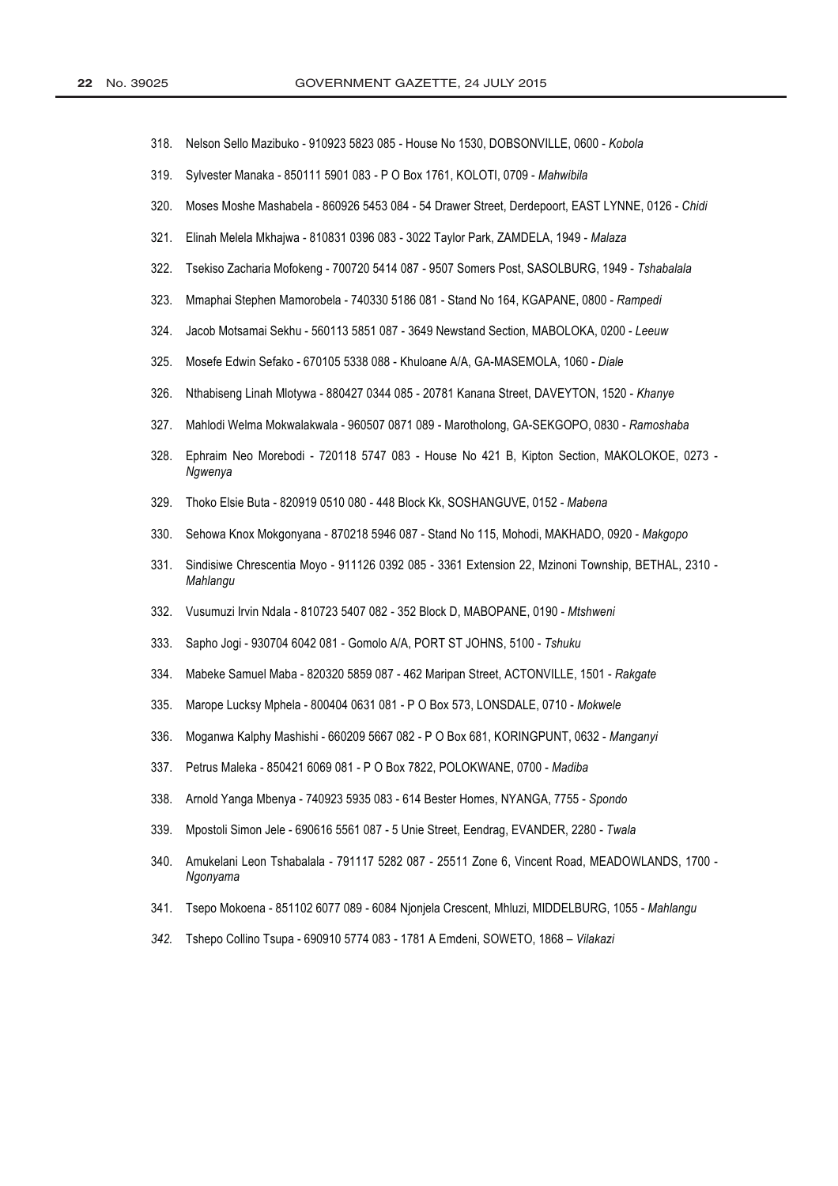318. Nelson Sello Mazibuko - 910923 5823 085 - House No 1530, DOBSONVILLE, 0600 - *Kobola*

319. Sylvester Manaka - 850111 5901 083 - P O Box 1761, KOLOTI, 0709 - *Mahwibila*

320. Moses Moshe Mashabela - 860926 5453 084 - 54 Drawer Street, Derdepoort, EAST LYNNE, 0126 - *Chidi*

321. Elinah Melela Mkhajwa - 810831 0396 083 - 3022 Taylor Park, ZAMDELA, 1949 - *Malaza*

322. Tsekiso Zacharia Mofokeng - 700720 5414 087 - 9507 Somers Post, SASOLBURG, 1949 - *Tshabalala*

323. Mmaphai Stephen Mamorobela - 740330 5186 081 - Stand No 164, KGAPANE, 0800 - *Rampedi*

324. Jacob Motsamai Sekhu - 560113 5851 087 - 3649 Newstand Section, MABOLOKA, 0200 - *Leeuw*

325. Mosefe Edwin Sefako - 670105 5338 088 - Khuloane A/A, GA-MASEMOLA, 1060 - *Diale*

326. Nthabiseng Linah Mlotywa - 880427 0344 085 - 20781 Kanana Street, DAVEYTON, 1520 - *Khanye*

327. Mahlodi Welma Mokwalakwala - 960507 0871 089 - Marotholong, GA-SEKGOPO, 0830 - *Ramoshaba*

328. Ephraim Neo Morebodi - 720118 5747 083 - House No 421 B, Kipton Section, MAKOLOKOE, 0273 - *Ngwenya*

329. Thoko Elsie Buta - 820919 0510 080 - 448 Block Kk, SOSHANGUVE, 0152 - *Mabena*

330. Sehowa Knox Mokgonyana - 870218 5946 087 - Stand No 115, Mohodi, MAKHADO, 0920 - *Makgopo*

331. Sindisiwe Chrescentia Moyo - 911126 0392 085 - 3361 Extension 22, Mzinoni Township, BETHAL, 2310 - *Mahlangu*

332. Vusumuzi Irvin Ndala - 810723 5407 082 - 352 Block D, MABOPANE, 0190 - *Mtshweni*

333. Sapho Jogi - 930704 6042 081 - Gomolo A/A, PORT ST JOHNS, 5100 - *Tshuku*

334. Mabeke Samuel Maba - 820320 5859 087 - 462 Maripan Street, ACTONVILLE, 1501 - *Rakgate*

335. Marope Lucksy Mphela - 800404 0631 081 - P O Box 573, LONSDALE, 0710 - *Mokwele*

336. Moganwa Kalphy Mashishi - 660209 5667 082 - P O Box 681, KORINGPUNT, 0632 - *Manganyi*

337. Petrus Maleka - 850421 6069 081 - P O Box 7822, POLOKWANE, 0700 - *Madiba*

338. Arnold Yanga Mbenya - 740923 5935 083 - 614 Bester Homes, NYANGA, 7755 - *Spondo*

339. Mpostoli Simon Jele - 690616 5561 087 - 5 Unie Street, Eendrag, EVANDER, 2280 - *Twala*

340. Amukelani Leon Tshabalala - 791117 5282 087 - 25511 Zone 6, Vincent Road, MEADOWLANDS, 1700 - *Ngonyama*

341. Tsepo Mokoena - 851102 6077 089 - 6084 Njonjela Crescent, Mhluzi, MIDDELBURG, 1055 - *Mahlangu*

342. Tshepo Collino Tsupa - 690910 5774 083 - 1781 A Emdeni, SOWETO, 1868 – *Vilakazi*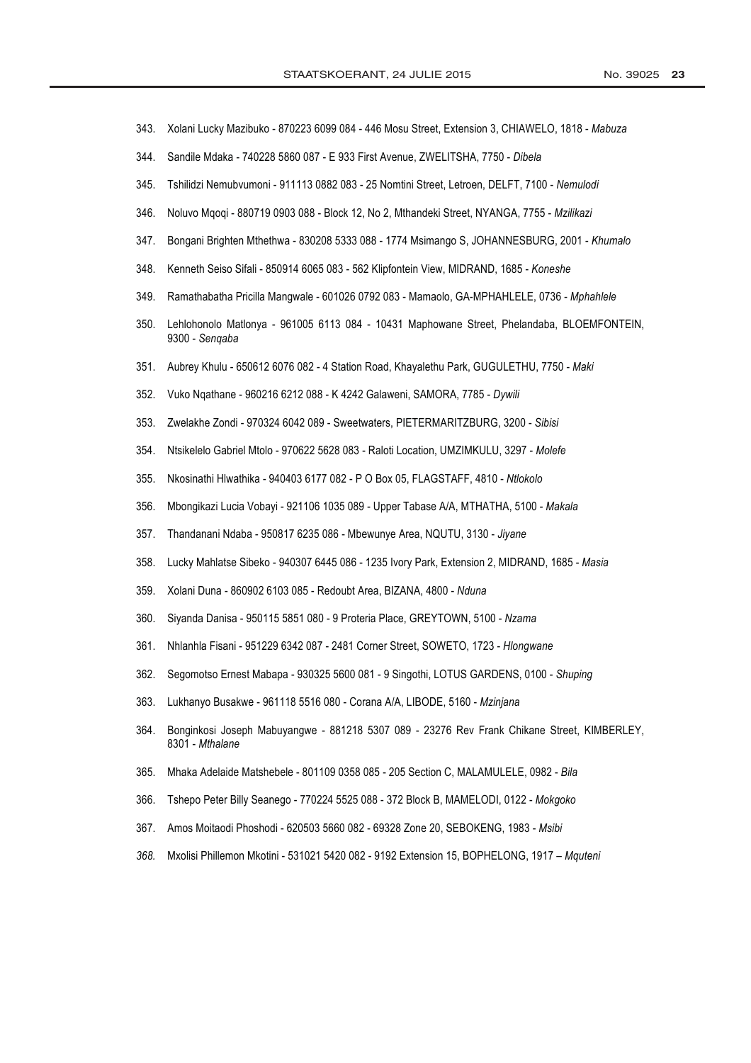343. Xolani Lucky Mazibuko - 870223 6099 084 - 446 Mosu Street, Extension 3, CHIAWELO, 1818 - *Mabuza*

344. Sandile Mdaka - 740228 5860 087 - E 933 First Avenue, ZWELITSHA, 7750 - *Dibela*

345. Tshilidzi Nemubvumoni - 911113 0882 083 - 25 Nomtini Street, Letroen, DELFT, 7100 - *Nemulodi*

346. Noluvo Mqoqi - 880719 0903 088 - Block 12, No 2, Mthandeki Street, NYANGA, 7755 - *Mzilikazi*

347. Bongani Brighten Mthethwa - 830208 5333 088 - 1774 Msimango S, JOHANNESBURG, 2001 - *Khumalo*

348. Kenneth Seiso Sifali - 850914 6065 083 - 562 Klipfontein View, MIDRAND, 1685 - *Koneshe*

349. Ramathabatha Pricilla Mangwale - 601026 0792 083 - Mamaolo, GA-MPHAHLELE, 0736 - *Mphahlele*

350. Lehlohonolo Matlonya - 961005 6113 084 - 10431 Maphowane Street, Phelandaba, BLOEMFONTEIN, 9300 - *Senqaba*

351. Aubrey Khulu - 650612 6076 082 - 4 Station Road, Khayalethu Park, GUGULETHU, 7750 - *Maki*

352. Vuko Nqathane - 960216 6212 088 - K 4242 Galaweni, SAMORA, 7785 - *Dywili*

353. Zwelakhe Zondi - 970324 6042 089 - Sweetwaters, PIETERMARITZBURG, 3200 - *Sibisi*

354. Ntsikelelo Gabriel Mtolo - 970622 5628 083 - Raloti Location, UMZIMKULU, 3297 - *Molefe*

355. Nkosinathi Hlwathika - 940403 6177 082 - P O Box 05, FLAGSTAFF, 4810 - *Ntlokolo*

356. Mbongikazi Lucia Vobayi - 921106 1035 089 - Upper Tabase A/A, MTHATHA, 5100 - *Makala*

357. Thandanani Ndaba - 950817 6235 086 - Mbewunye Area, NQUTU, 3130 - *Jiyane*

358. Lucky Mahlatse Sibeko - 940307 6445 086 - 1235 Ivory Park, Extension 2, MIDRAND, 1685 - *Masia*

359. Xolani Duna - 860902 6103 085 - Redoubt Area, BIZANA, 4800 - *Nduna*

360. Siyanda Danisa - 950115 5851 080 - 9 Proteria Place, GREYTOWN, 5100 - *Nzama*

361. Nhlanhla Fisani - 951229 6342 087 - 2481 Corner Street, SOWETO, 1723 - *Hlongwane*

362. Segomotso Ernest Mabapa - 930325 5600 081 - 9 Singothi, LOTUS GARDENS, 0100 - *Shuping*

363. Lukhanyo Busakwe - 961118 5516 080 - Corana A/A, LIBODE, 5160 - *Mzinjana*

364. Bonginkosi Joseph Mabuyangwe - 881218 5307 089 - 23276 Rev Frank Chikane Street, KIMBERLEY, 8301 - *Mthalane*

365. Mhaka Adelaide Matshebele - 801109 0358 085 - 205 Section C, MALAMULELE, 0982 - *Bila*

366. Tshepo Peter Billy Seanego - 770224 5525 088 - 372 Block B, MAMELODI, 0122 - *Mokgoko*

367. Amos Moitaodi Phoshodi - 620503 5660 082 - 69328 Zone 20, SEBOKENG, 1983 - *Msibi*

368. Mxolisi Phillemon Mkotini - 531021 5420 082 - 9192 Extension 15, BOPHELONG, 1917 – *Mquteni*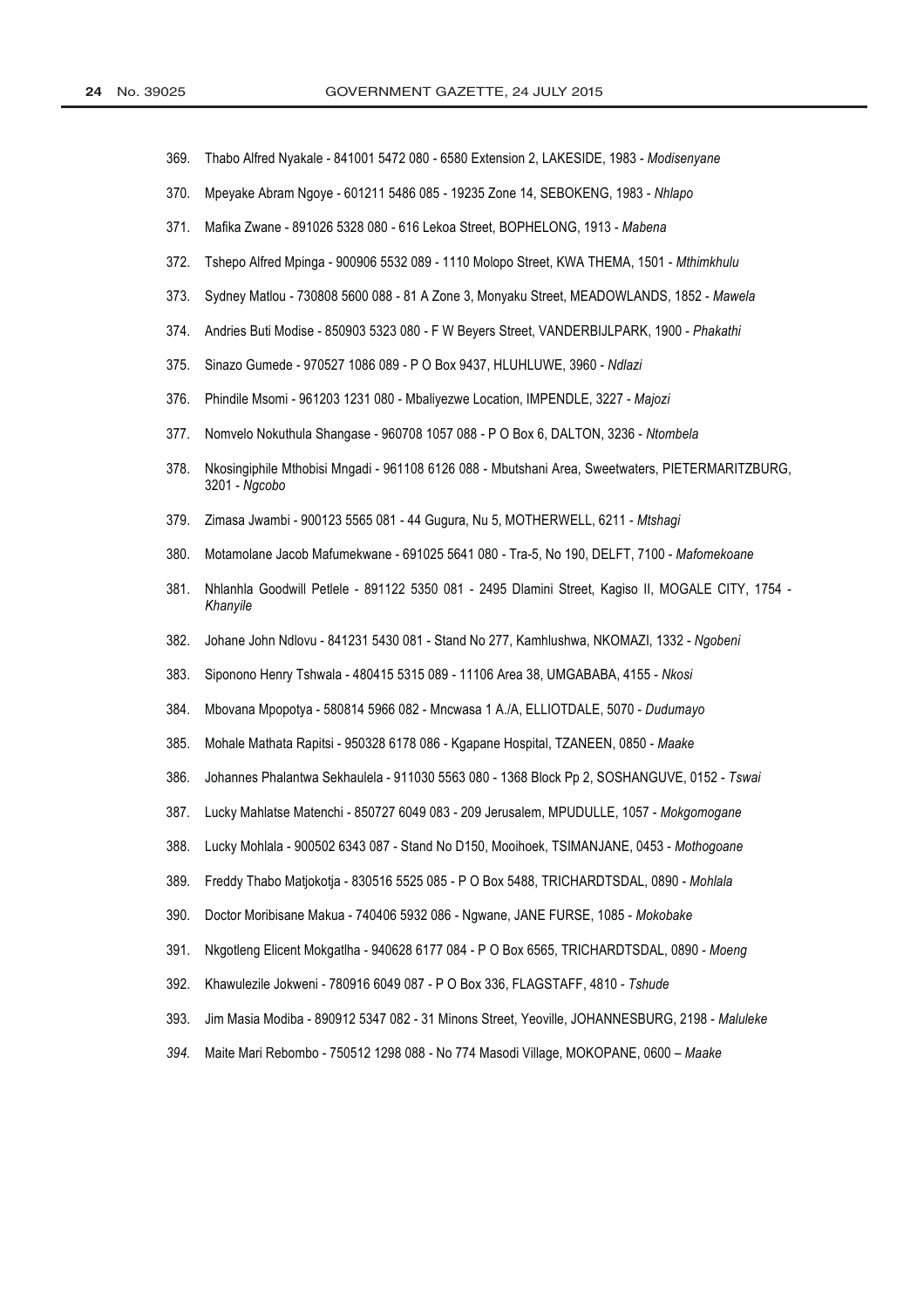369. Thabo Alfred Nyakale - 841001 5472 080 - 6580 Extension 2, LAKESIDE, 1983 - *Modisenyane*

370. Mpeyake Abram Ngoye - 601211 5486 085 - 19235 Zone 14, SEBOKENG, 1983 - *Nhlapo*

371. Mafika Zwane - 891026 5328 080 - 616 Lekoa Street, BOPHELONG, 1913 - *Mabena*

372. Tshepo Alfred Mpinga - 900906 5532 089 - 1110 Molopo Street, KWA THEMA, 1501 - *Mthimkhulu*

373. Sydney Matlou - 730808 5600 088 - 81 A Zone 3, Monyaku Street, MEADOWLANDS, 1852 - *Mawela*

374. Andries Buti Modise - 850903 5323 080 - F W Beyers Street, VANDERBIJLPARK, 1900 - *Phakathi*

375. Sinazo Gumede - 970527 1086 089 - P O Box 9437, HLUHLUWE, 3960 - *Ndlazi*

376. Phindile Msomi - 961203 1231 080 - Mbaliyezwe Location, IMPENDLE, 3227 - *Majozi*

377. Nomvelo Nokuthula Shangase - 960708 1057 088 - P O Box 6, DALTON, 3236 - *Ntombela*

378. Nkosingiphile Mthobisi Mngadi - 961108 6126 088 - Mbutshani Area, Sweetwaters, PIETERMARITZBURG, 3201 - *Ngcobo*

379. Zimasa Jwambi - 900123 5565 081 - 44 Gugura, Nu 5, MOTHERWELL, 6211 - *Mtshagi*

380. Motamolane Jacob Mafumekwane - 691025 5641 080 - Tra-5, No 190, DELFT, 7100 - *Mafomekoane*

381. Nhlanhla Goodwill Petlele - 891122 5350 081 - 2495 Dlamini Street, Kagiso II, MOGALE CITY, 1754 - *Khanyile*

382. Johane John Ndlovu - 841231 5430 081 - Stand No 277, Kamhlushwa, NKOMAZI, 1332 - *Ngobeni*

383. Siponono Henry Tshwala - 480415 5315 089 - 11106 Area 38, UMGABABA, 4155 - *Nkosi*

384. Mbovana Mpopotya - 580814 5966 082 - Mncwasa 1 A./A, ELLIOTDALE, 5070 - *Dudumayo*

385. Mohale Mathata Rapitsi - 950328 6178 086 - Kgapane Hospital, TZANEEN, 0850 - *Maake*

386. Johannes Phalantwa Sekhaulela - 911030 5563 080 - 1368 Block Pp 2, SOSHANGUVE, 0152 - *Tswai*

387. Lucky Mahlatse Matenchi - 850727 6049 083 - 209 Jerusalem, MPUDULLE, 1057 - *Mokgomogane*

388. Lucky Mohlala - 900502 6343 087 - Stand No D150, Mooihoek, TSIMANJANE, 0453 - *Mothogoane*

389. Freddy Thabo Matjokotja - 830516 5525 085 - P O Box 5488, TRICHARDTSDAL, 0890 - *Mohlala*

390. Doctor Moribisane Makua - 740406 5932 086 - Ngwane, JANE FURSE, 1085 - *Mokobake*

391. Nkgotleng Elicent Mokgatlha - 940628 6177 084 - P O Box 6565, TRICHARDTSDAL, 0890 - *Moeng*

392. Khawulezile Jokweni - 780916 6049 087 - P O Box 336, FLAGSTAFF, 4810 - *Tshude*

393. Jim Masia Modiba - 890912 5347 082 - 31 Minons Street, Yeoville, JOHANNESBURG, 2198 - *Maluleke*

394. Maite Mari Rebombo - 750512 1298 088 - No 774 Masodi Village, MOKOPANE, 0600 – *Maake*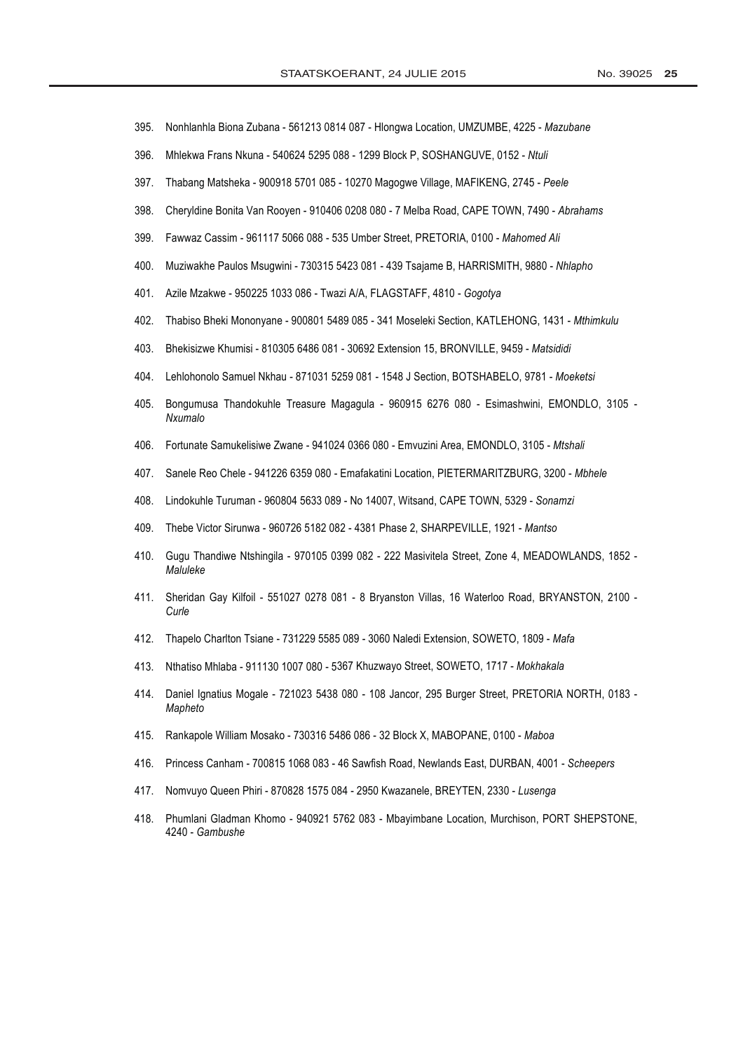395. Nonhlanhla Biona Zubana - 561213 0814 087 - Hlongwa Location, UMZUMBE, 4225 - *Mazubane*

396. Mhlekwa Frans Nkuna - 540624 5295 088 - 1299 Block P, SOSHANGUVE, 0152 - *Ntuli*

397. Thabang Matsheka - 900918 5701 085 - 10270 Magogwe Village, MAFIKENG, 2745 - *Peele*

398. Cheryldine Bonita Van Rooyen - 910406 0208 080 - 7 Melba Road, CAPE TOWN, 7490 - *Abrahams*

399. Fawwaz Cassim - 961117 5066 088 - 535 Umber Street, PRETORIA, 0100 - *Mahomed Ali*

400. Muziwakhe Paulos Msugwini - 730315 5423 081 - 439 Tsajame B, HARRISMITH, 9880 - *Nhlapho*

401. Azile Mzakwe - 950225 1033 086 - Twazi A/A, FLAGSTAFF, 4810 - *Gogotya*

402. Thabiso Bheki Mononyane - 900801 5489 085 - 341 Moseleki Section, KATLEHONG, 1431 - *Mthimkulu*

403. Bhekisizwe Khumisi - 810305 6486 081 - 30692 Extension 15, BRONVILLE, 9459 - *Matsididi*

404. Lehlohonolo Samuel Nkhau - 871031 5259 081 - 1548 J Section, BOTSHABELO, 9781 - *Moeketsi*

405. Bongumusa Thandokuhle Treasure Magagula - 960915 6276 080 - Esimashwini, EMONDLO, 3105 - *Nxumalo*

406. Fortunate Samukelisiwe Zwane - 941024 0366 080 - Emvuzini Area, EMONDLO, 3105 - *Mtshali*

407. Sanele Reo Chele - 941226 6359 080 - Emafakatini Location, PIETERMARITZBURG, 3200 - *Mbhele*

408. Lindokuhle Turuman - 960804 5633 089 - No 14007, Witsand, CAPE TOWN, 5329 - *Sonamzi*

409. Thebe Victor Sirunwa - 960726 5182 082 - 4381 Phase 2, SHARPEVILLE, 1921 - *Mantso*

410. Gugu Thandiwe Ntshingila - 970105 0399 082 - 222 Masivitela Street, Zone 4, MEADOWLANDS, 1852 - *Maluleke*

411. Sheridan Gay Kilfoil - 551027 0278 081 - 8 Bryanston Villas, 16 Waterloo Road, BRYANSTON, 2100 - *Curle*

412. Thapelo Charlton Tsiane - 731229 5585 089 - 3060 Naledi Extension, SOWETO, 1809 - *Mafa*

413. Nthatiso Mhlaba - 911130 1007 080 - 5367 Khuzwayo Street, SOWETO, 1717 - *Mokhakala*

414. Daniel Ignatius Mogale - 721023 5438 080 - 108 Jancor, 295 Burger Street, PRETORIA NORTH, 0183 - *Mapheto*

415. Rankapole William Mosako - 730316 5486 086 - 32 Block X, MABOPANE, 0100 - *Maboa*

416. Princess Canham - 700815 1068 083 - 46 Sawfish Road, Newlands East, DURBAN, 4001 - *Scheepers*

417. Nomvuyo Queen Phiri - 870828 1575 084 - 2950 Kwazanele, BREYTEN, 2330 - *Lusenga*

418. Phumlani Gladman Khomo - 940921 5762 083 - Mbayimbane Location, Murchison, PORT SHEPSTONE, 4240 - *Gambushe*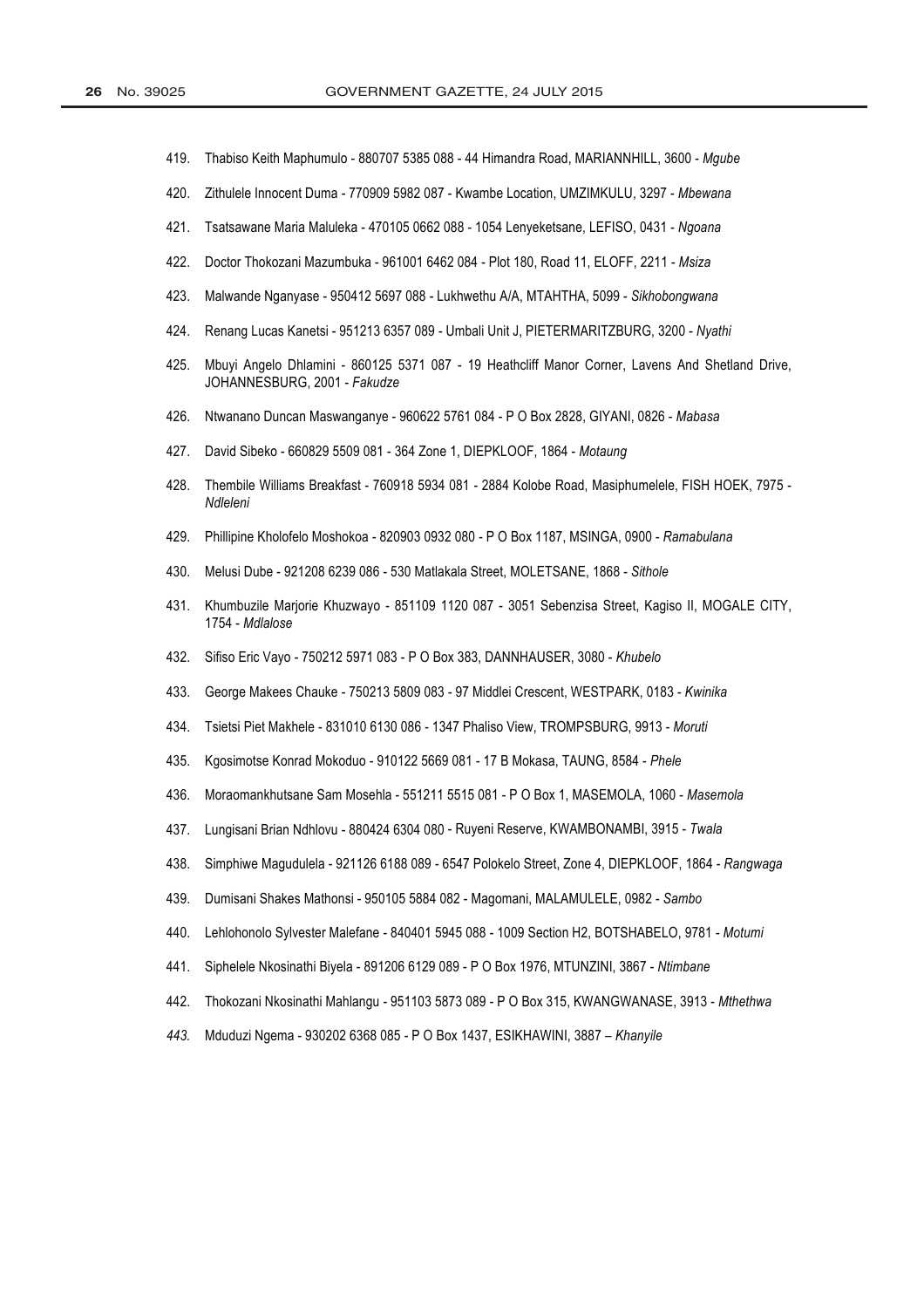419. Thabiso Keith Maphumulo - 880707 5385 088 - 44 Himandra Road, MARIANNHILL, 3600 - *Mgube*

420. Zithulele Innocent Duma - 770909 5982 087 - Kwambe Location, UMZIMKULU, 3297 - *Mbewana*

421. Tsatsawane Maria Maluleka - 470105 0662 088 - 1054 Lenyeketsane, LEFISO, 0431 - *Ngoana*

422. Doctor Thokozani Mazumbuka - 961001 6462 084 - Plot 180, Road 11, ELOFF, 2211 - *Msiza*

423. Malwande Nganyase - 950412 5697 088 - Lukhwethu A/A, MTAHTHA, 5099 - *Sikhobongwana*

424. Renang Lucas Kanetsi - 951213 6357 089 - Umbali Unit J, PIETERMARITZBURG, 3200 - *Nyathi*

425. Mbuyi Angelo Dhlamini - 860125 5371 087 - 19 Heathcliff Manor Corner, Lavens And Shetland Drive, JOHANNESBURG, 2001 - *Fakudze*

426. Ntwanano Duncan Maswanganye - 960622 5761 084 - P O Box 2828, GIYANI, 0826 - *Mabasa*

427. David Sibeko - 660829 5509 081 - 364 Zone 1, DIEPKLOOF, 1864 - *Motaung*

428. Thembile Williams Breakfast - 760918 5934 081 - 2884 Kolobe Road, Masiphumelele, FISH HOEK, 7975 - *Ndleleni*

429. Phillipine Kholofelo Moshokoa - 820903 0932 080 - P O Box 1187, MSINGA, 0900 - *Ramabulana*

430. Melusi Dube - 921208 6239 086 - 530 Matlakala Street, MOLETSANE, 1868 - *Sithole*

431. Khumbuzile Marjorie Khuzwayo - 851109 1120 087 - 3051 Sebenzisa Street, Kagiso II, MOGALE CITY, 1754 - *Mdlalose*

432. Sifiso Eric Vayo - 750212 5971 083 - P O Box 383, DANNHAUSER, 3080 - *Khubelo*

433. George Makees Chauke - 750213 5809 083 - 97 Middlei Crescent, WESTPARK, 0183 - *Kwinika*

434. Tsietsi Piet Makhele - 831010 6130 086 - 1347 Phaliso View, TROMPSBURG, 9913 - *Moruti*

435. Kgosimotse Konrad Mokoduo - 910122 5669 081 - 17 B Mokasa, TAUNG, 8584 - *Phele*

436. Moraomankhutsane Sam Mosehla - 551211 5515 081 - P O Box 1, MASEMOLA, 1060 - *Masemola*

437. Lungisani Brian Ndhlovu - 880424 6304 080 - Ruyeni Reserve, KWAMBONAMBI, 3915 - *Twala*

438. Simphiwe Magudulela - 921126 6188 089 - 6547 Polokelo Street, Zone 4, DIEPKLOOF, 1864 - *Rangwaga*

439. Dumisani Shakes Mathonsi - 950105 5884 082 - Magomani, MALAMULELE, 0982 - *Sambo*

440. Lehlohonolo Sylvester Malefane - 840401 5945 088 - 1009 Section H2, BOTSHABELO, 9781 - *Motumi*

441. Siphelele Nkosinathi Biyela - 891206 6129 089 - P O Box 1976, MTUNZINI, 3867 - *Ntimbane*

442. Thokozani Nkosinathi Mahlangu - 951103 5873 089 - P O Box 315, KWANGWANASE, 3913 - *Mthethwa*

443. Mduduzi Ngema - 930202 6368 085 - P O Box 1437, ESIKHAWINI, 3887 – *Khanyile*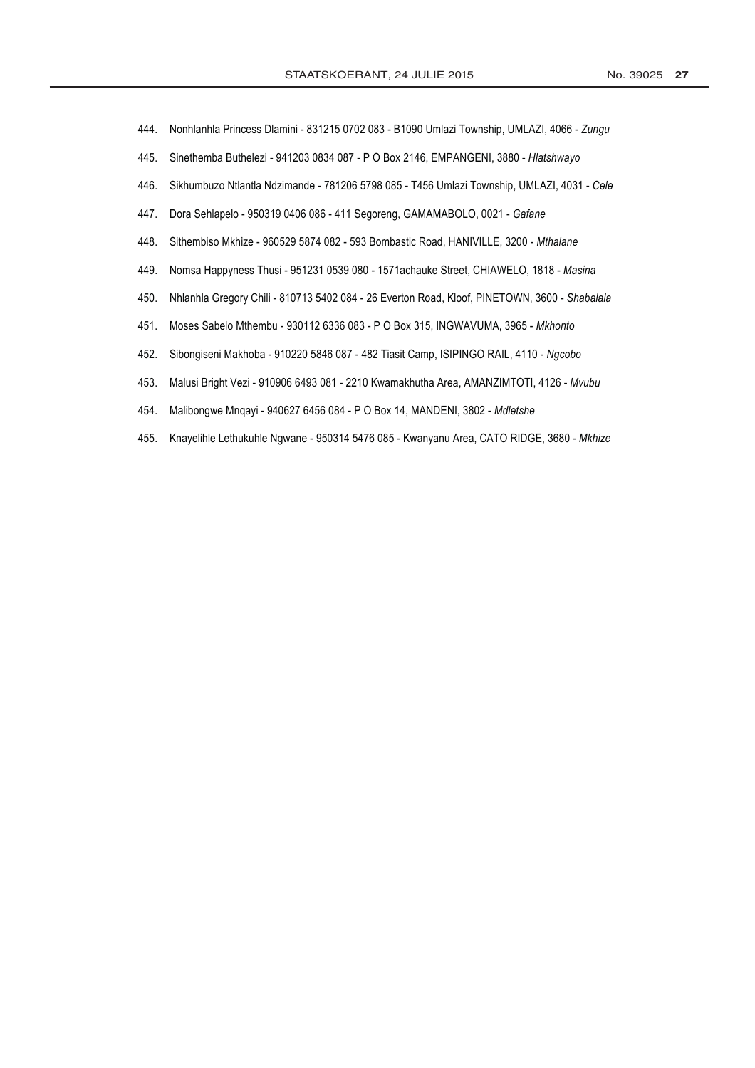444. Nonhlanhla Princess Dlamini - 831215 0702 083 - B1090 Umlazi Township, UMLAZI, 4066 - *Zungu*

445. Sinethemba Buthelezi - 941203 0834 087 - P O Box 2146, EMPANGENI, 3880 - *Hlatshwayo*

446. Sikhumbuzo Ntlantla Ndzimande - 781206 5798 085 - T456 Umlazi Township, UMLAZI, 4031 - *Cele*

447. Dora Sehlapelo - 950319 0406 086 - 411 Segoreng, GAMAMABOLO, 0021 - *Gafane*

448. Sithembiso Mkhize - 960529 5874 082 - 593 Bombastic Road, HANIVILLE, 3200 - *Mthalane*

449. Nomsa Happyness Thusi - 951231 0539 080 - 1571achauke Street, CHIAWELO, 1818 - *Masina*

450. Nhlanhla Gregory Chili - 810713 5402 084 - 26 Everton Road, Kloof, PINETOWN, 3600 - *Shabalala*

451. Moses Sabelo Mthembu - 930112 6336 083 - P O Box 315, INGWAVUMA, 3965 - *Mkhonto*

452. Sibongiseni Makhoba - 910220 5846 087 - 482 Tiasit Camp, ISIPINGO RAIL, 4110 - *Ngcobo*

453. Malusi Bright Vezi - 910906 6493 081 - 2210 Kwamakhutha Area, AMANZIMTOTI, 4126 - *Mvubu*

454. Malibongwe Mnqayi - 940627 6456 084 - P O Box 14, MANDENI, 3802 - *Mdletshe*

455. Knayelihle Lethukuhle Ngwane - 950314 5476 085 - Kwanyanu Area, CATO RIDGE, 3680 - *Mkhize*